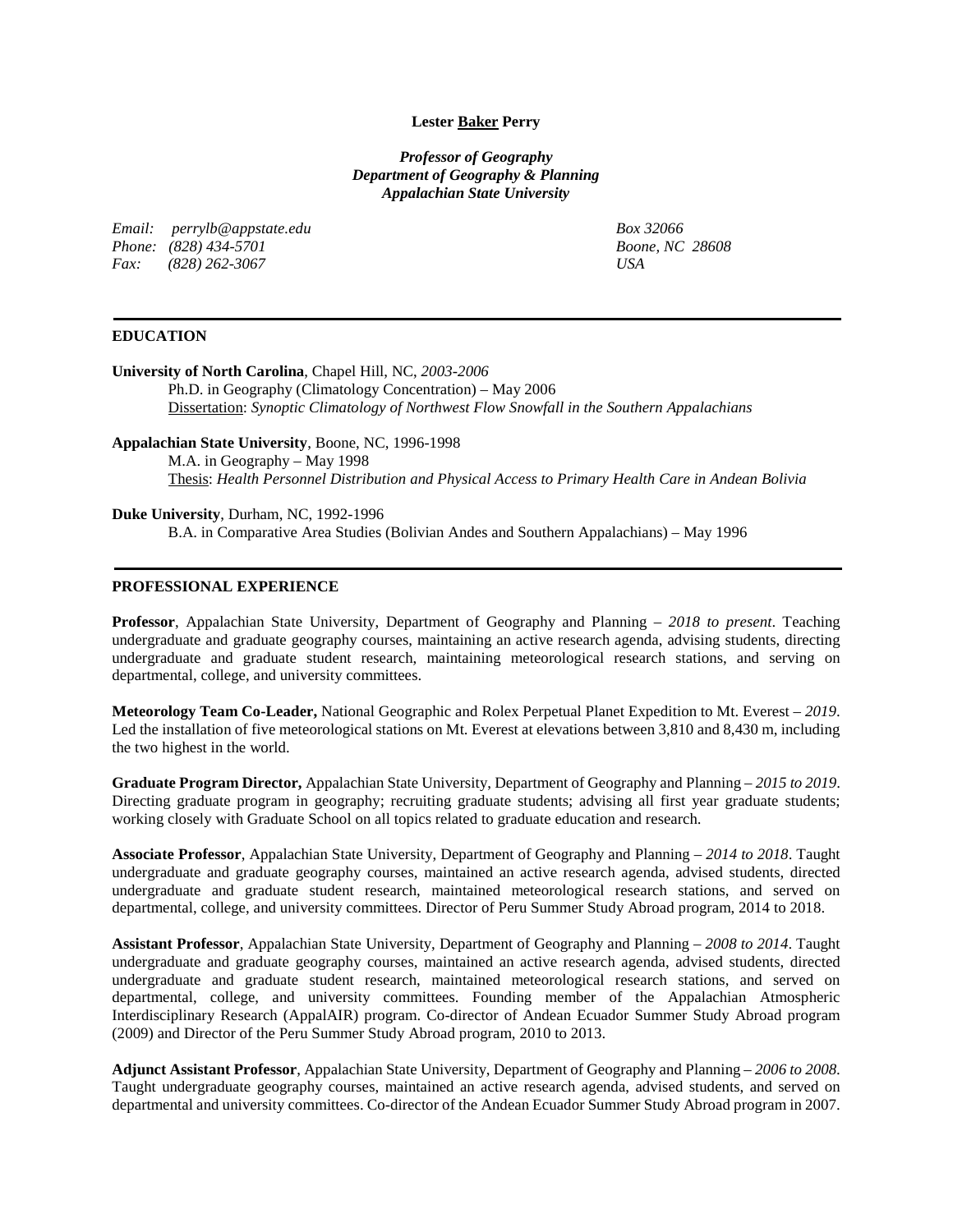**Lester Baker Perry**

***Professor of Geography***
***Department of Geography & Planning***
***Appalachian State University***

*Email: perrylb@appstate.edu*
*Phone: (828) 434-5701*
*Fax: (828) 262-3067*

*Box 32066*
*Boone, NC 28608*
*USA*

---

## EDUCATION

**University of North Carolina**, Chapel Hill, NC, *2003-2006*
Ph.D. in Geography (Climatology Concentration) – May 2006
Dissertation: *Synoptic Climatology of Northwest Flow Snowfall in the Southern Appalachians*

**Appalachian State University**, Boone, NC, 1996-1998
M.A. in Geography – May 1998
Thesis: *Health Personnel Distribution and Physical Access to Primary Health Care in Andean Bolivia*

**Duke University**, Durham, NC, 1992-1996
B.A. in Comparative Area Studies (Bolivian Andes and Southern Appalachians) – May 1996

---

## PROFESSIONAL EXPERIENCE

**Professor**, Appalachian State University, Department of Geography and Planning – *2018 to present*. Teaching undergraduate and graduate geography courses, maintaining an active research agenda, advising students, directing undergraduate and graduate student research, maintaining meteorological research stations, and serving on departmental, college, and university committees.

**Meteorology Team Co-Leader,** National Geographic and Rolex Perpetual Planet Expedition to Mt. Everest – *2019*. Led the installation of five meteorological stations on Mt. Everest at elevations between 3,810 and 8,430 m, including the two highest in the world.

**Graduate Program Director,** Appalachian State University, Department of Geography and Planning – *2015 to 2019*. Directing graduate program in geography; recruiting graduate students; advising all first year graduate students; working closely with Graduate School on all topics related to graduate education and research.

**Associate Professor**, Appalachian State University, Department of Geography and Planning – *2014 to 2018*. Taught undergraduate and graduate geography courses, maintained an active research agenda, advised students, directed undergraduate and graduate student research, maintained meteorological research stations, and served on departmental, college, and university committees. Director of Peru Summer Study Abroad program, 2014 to 2018.

**Assistant Professor**, Appalachian State University, Department of Geography and Planning – *2008 to 2014*. Taught undergraduate and graduate geography courses, maintained an active research agenda, advised students, directed undergraduate and graduate student research, maintained meteorological research stations, and served on departmental, college, and university committees. Founding member of the Appalachian Atmospheric Interdisciplinary Research (AppalAIR) program. Co-director of Andean Ecuador Summer Study Abroad program (2009) and Director of the Peru Summer Study Abroad program, 2010 to 2013.

**Adjunct Assistant Professor**, Appalachian State University, Department of Geography and Planning – *2006 to 2008*. Taught undergraduate geography courses, maintained an active research agenda, advised students, and served on departmental and university committees. Co-director of the Andean Ecuador Summer Study Abroad program in 2007.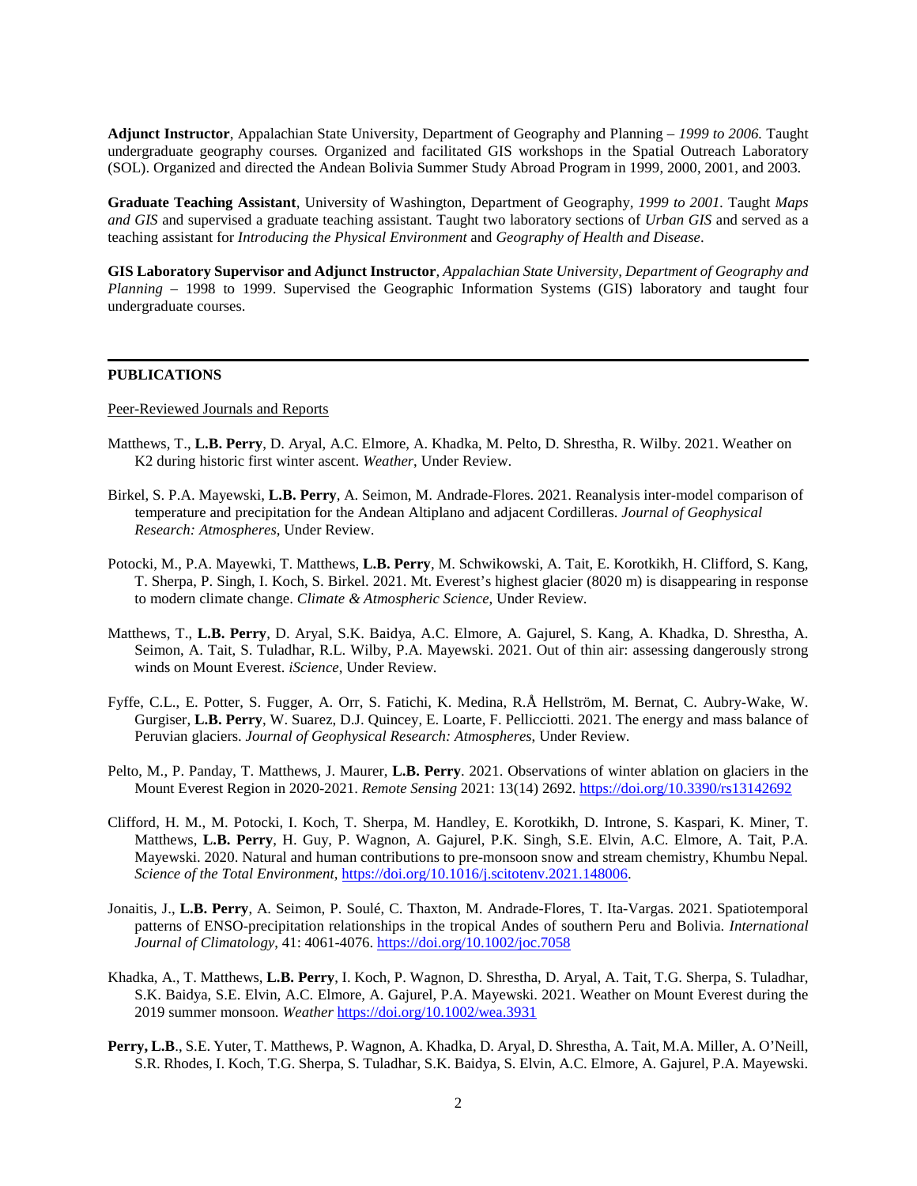**Adjunct Instructor**, Appalachian State University, Department of Geography and Planning – *1999 to 2006.* Taught undergraduate geography courses*.* Organized and facilitated GIS workshops in the Spatial Outreach Laboratory (SOL). Organized and directed the Andean Bolivia Summer Study Abroad Program in 1999, 2000, 2001, and 2003.

**Graduate Teaching Assistant**, University of Washington, Department of Geography, *1999 to 2001.* Taught *Maps and GIS* and supervised a graduate teaching assistant. Taught two laboratory sections of *Urban GIS* and served as a teaching assistant for *Introducing the Physical Environment* and *Geography of Health and Disease*.

**GIS Laboratory Supervisor and Adjunct Instructor**, *Appalachian State University, Department of Geography and Planning* – 1998 to 1999. Supervised the Geographic Information Systems (GIS) laboratory and taught four undergraduate courses.

## PUBLICATIONS

Peer-Reviewed Journals and Reports

Matthews, T., **L.B. Perry**, D. Aryal, A.C. Elmore, A. Khadka, M. Pelto, D. Shrestha, R. Wilby. 2021. Weather on K2 during historic first winter ascent. *Weather*, Under Review.

Birkel, S. P.A. Mayewski, **L.B. Perry**, A. Seimon, M. Andrade-Flores. 2021. Reanalysis inter-model comparison of temperature and precipitation for the Andean Altiplano and adjacent Cordilleras. *Journal of Geophysical Research: Atmospheres*, Under Review.

Potocki, M., P.A. Mayewki, T. Matthews, **L.B. Perry**, M. Schwikowski, A. Tait, E. Korotkikh, H. Clifford, S. Kang, T. Sherpa, P. Singh, I. Koch, S. Birkel. 2021. Mt. Everest's highest glacier (8020 m) is disappearing in response to modern climate change. *Climate & Atmospheric Science*, Under Review.

Matthews, T., **L.B. Perry**, D. Aryal, S.K. Baidya, A.C. Elmore, A. Gajurel, S. Kang, A. Khadka, D. Shrestha, A. Seimon, A. Tait, S. Tuladhar, R.L. Wilby, P.A. Mayewski. 2021. Out of thin air: assessing dangerously strong winds on Mount Everest. *iScience*, Under Review.

Fyffe, C.L., E. Potter, S. Fugger, A. Orr, S. Fatichi, K. Medina, R.Å Hellström, M. Bernat, C. Aubry-Wake, W. Gurgiser, **L.B. Perry**, W. Suarez, D.J. Quincey, E. Loarte, F. Pellicciotti. 2021. The energy and mass balance of Peruvian glaciers. *Journal of Geophysical Research: Atmospheres*, Under Review.

Pelto, M., P. Panday, T. Matthews, J. Maurer, **L.B. Perry**. 2021. Observations of winter ablation on glaciers in the Mount Everest Region in 2020-2021. *Remote Sensing* 2021: 13(14) 2692. https://doi.org/10.3390/rs13142692

Clifford, H. M., M. Potocki, I. Koch, T. Sherpa, M. Handley, E. Korotkikh, D. Introne, S. Kaspari, K. Miner, T. Matthews, **L.B. Perry**, H. Guy, P. Wagnon, A. Gajurel, P.K. Singh, S.E. Elvin, A.C. Elmore, A. Tait, P.A. Mayewski. 2020. Natural and human contributions to pre-monsoon snow and stream chemistry, Khumbu Nepal. *Science of the Total Environment*, https://doi.org/10.1016/j.scitotenv.2021.148006.

Jonaitis, J., **L.B. Perry**, A. Seimon, P. Soulé, C. Thaxton, M. Andrade-Flores, T. Ita-Vargas. 2021. Spatiotemporal patterns of ENSO-precipitation relationships in the tropical Andes of southern Peru and Bolivia. *International Journal of Climatology*, 41: 4061-4076. https://doi.org/10.1002/joc.7058

Khadka, A., T. Matthews, **L.B. Perry**, I. Koch, P. Wagnon, D. Shrestha, D. Aryal, A. Tait, T.G. Sherpa, S. Tuladhar, S.K. Baidya, S.E. Elvin, A.C. Elmore, A. Gajurel, P.A. Mayewski. 2021. Weather on Mount Everest during the 2019 summer monsoon. *Weather* https://doi.org/10.1002/wea.3931

**Perry, L.B**., S.E. Yuter, T. Matthews, P. Wagnon, A. Khadka, D. Aryal, D. Shrestha, A. Tait, M.A. Miller, A. O'Neill, S.R. Rhodes, I. Koch, T.G. Sherpa, S. Tuladhar, S.K. Baidya, S. Elvin, A.C. Elmore, A. Gajurel, P.A. Mayewski.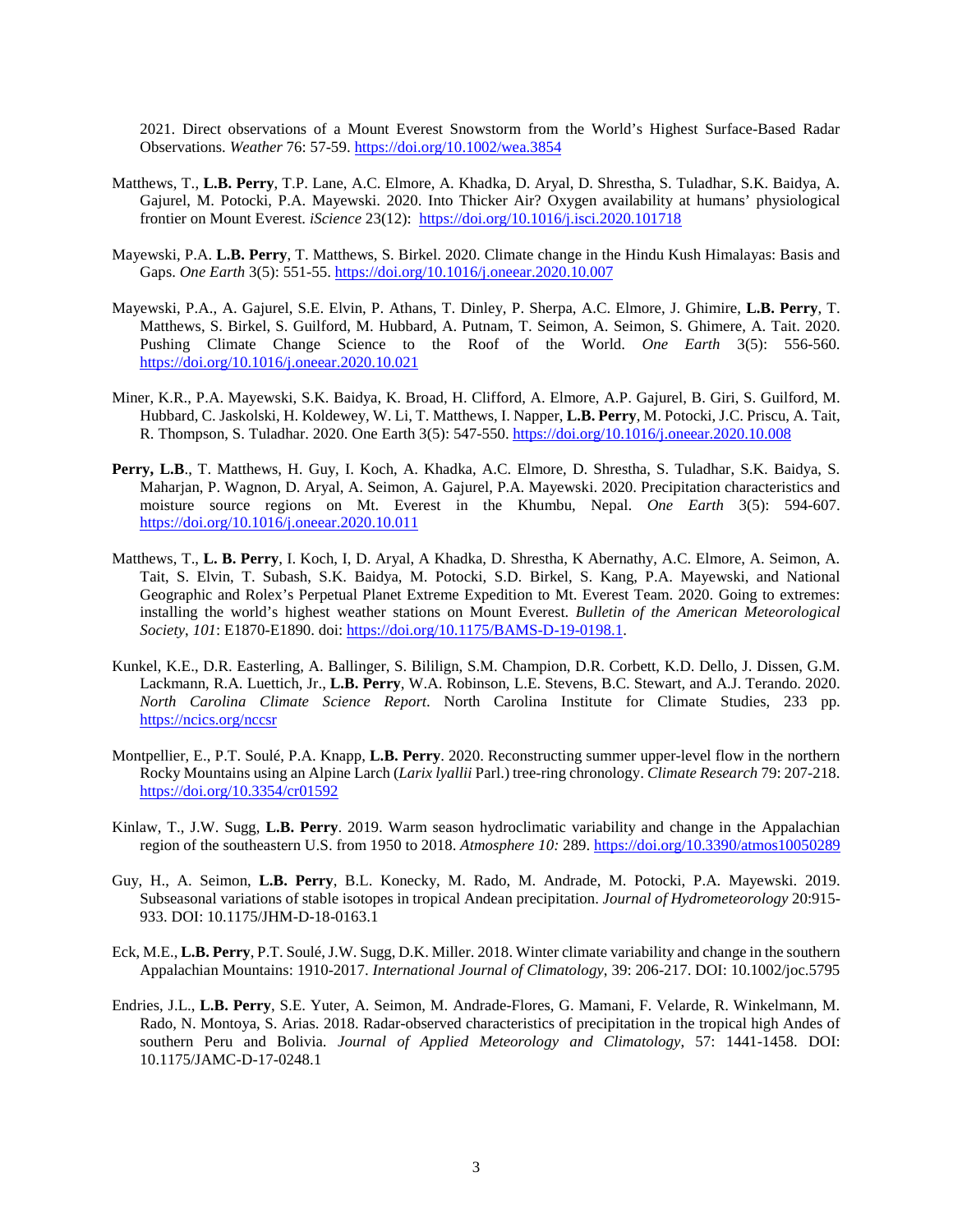2021. Direct observations of a Mount Everest Snowstorm from the World's Highest Surface-Based Radar Observations. *Weather* 76: 57-59. https://doi.org/10.1002/wea.3854

Matthews, T., **L.B. Perry**, T.P. Lane, A.C. Elmore, A. Khadka, D. Aryal, D. Shrestha, S. Tuladhar, S.K. Baidya, A. Gajurel, M. Potocki, P.A. Mayewski. 2020. Into Thicker Air? Oxygen availability at humans' physiological frontier on Mount Everest. *iScience* 23(12): https://doi.org/10.1016/j.isci.2020.101718

Mayewski, P.A. **L.B. Perry**, T. Matthews, S. Birkel. 2020. Climate change in the Hindu Kush Himalayas: Basis and Gaps. *One Earth* 3(5): 551-55. https://doi.org/10.1016/j.oneear.2020.10.007

Mayewski, P.A., A. Gajurel, S.E. Elvin, P. Athans, T. Dinley, P. Sherpa, A.C. Elmore, J. Ghimire, **L.B. Perry**, T. Matthews, S. Birkel, S. Guilford, M. Hubbard, A. Putnam, T. Seimon, A. Seimon, S. Ghimere, A. Tait. 2020. Pushing Climate Change Science to the Roof of the World. *One Earth* 3(5): 556-560. https://doi.org/10.1016/j.oneear.2020.10.021

Miner, K.R., P.A. Mayewski, S.K. Baidya, K. Broad, H. Clifford, A. Elmore, A.P. Gajurel, B. Giri, S. Guilford, M. Hubbard, C. Jaskolski, H. Koldewey, W. Li, T. Matthews, I. Napper, **L.B. Perry**, M. Potocki, J.C. Priscu, A. Tait, R. Thompson, S. Tuladhar. 2020. One Earth 3(5): 547-550. https://doi.org/10.1016/j.oneear.2020.10.008

**Perry, L.B**., T. Matthews, H. Guy, I. Koch, A. Khadka, A.C. Elmore, D. Shrestha, S. Tuladhar, S.K. Baidya, S. Maharjan, P. Wagnon, D. Aryal, A. Seimon, A. Gajurel, P.A. Mayewski. 2020. Precipitation characteristics and moisture source regions on Mt. Everest in the Khumbu, Nepal. *One Earth* 3(5): 594-607. https://doi.org/10.1016/j.oneear.2020.10.011

Matthews, T., **L. B. Perry**, I. Koch, I, D. Aryal, A Khadka, D. Shrestha, K Abernathy, A.C. Elmore, A. Seimon, A. Tait, S. Elvin, T. Subash, S.K. Baidya, M. Potocki, S.D. Birkel, S. Kang, P.A. Mayewski, and National Geographic and Rolex's Perpetual Planet Extreme Expedition to Mt. Everest Team. 2020. Going to extremes: installing the world's highest weather stations on Mount Everest. *Bulletin of the American Meteorological Society*, *101*: E1870-E1890. doi: https://doi.org/10.1175/BAMS-D-19-0198.1.

Kunkel, K.E., D.R. Easterling, A. Ballinger, S. Bililign, S.M. Champion, D.R. Corbett, K.D. Dello, J. Dissen, G.M. Lackmann, R.A. Luettich, Jr., **L.B. Perry**, W.A. Robinson, L.E. Stevens, B.C. Stewart, and A.J. Terando. 2020. *North Carolina Climate Science Report*. North Carolina Institute for Climate Studies, 233 pp. https://ncics.org/nccsr

Montpellier, E., P.T. Soulé, P.A. Knapp, **L.B. Perry**. 2020. Reconstructing summer upper-level flow in the northern Rocky Mountains using an Alpine Larch (*Larix lyallii* Parl.) tree-ring chronology. *Climate Research* 79: 207-218. https://doi.org/10.3354/cr01592

Kinlaw, T., J.W. Sugg, **L.B. Perry**. 2019. Warm season hydroclimatic variability and change in the Appalachian region of the southeastern U.S. from 1950 to 2018. *Atmosphere 10:* 289. https://doi.org/10.3390/atmos10050289

Guy, H., A. Seimon, **L.B. Perry**, B.L. Konecky, M. Rado, M. Andrade, M. Potocki, P.A. Mayewski. 2019. Subseasonal variations of stable isotopes in tropical Andean precipitation. *Journal of Hydrometeorology* 20:915-933. DOI: 10.1175/JHM-D-18-0163.1

Eck, M.E., **L.B. Perry**, P.T. Soulé, J.W. Sugg, D.K. Miller. 2018. Winter climate variability and change in the southern Appalachian Mountains: 1910-2017. *International Journal of Climatology*, 39: 206-217. DOI: 10.1002/joc.5795

Endries, J.L., **L.B. Perry**, S.E. Yuter, A. Seimon, M. Andrade-Flores, G. Mamani, F. Velarde, R. Winkelmann, M. Rado, N. Montoya, S. Arias. 2018. Radar-observed characteristics of precipitation in the tropical high Andes of southern Peru and Bolivia. *Journal of Applied Meteorology and Climatology*, 57: 1441-1458. DOI: 10.1175/JAMC-D-17-0248.1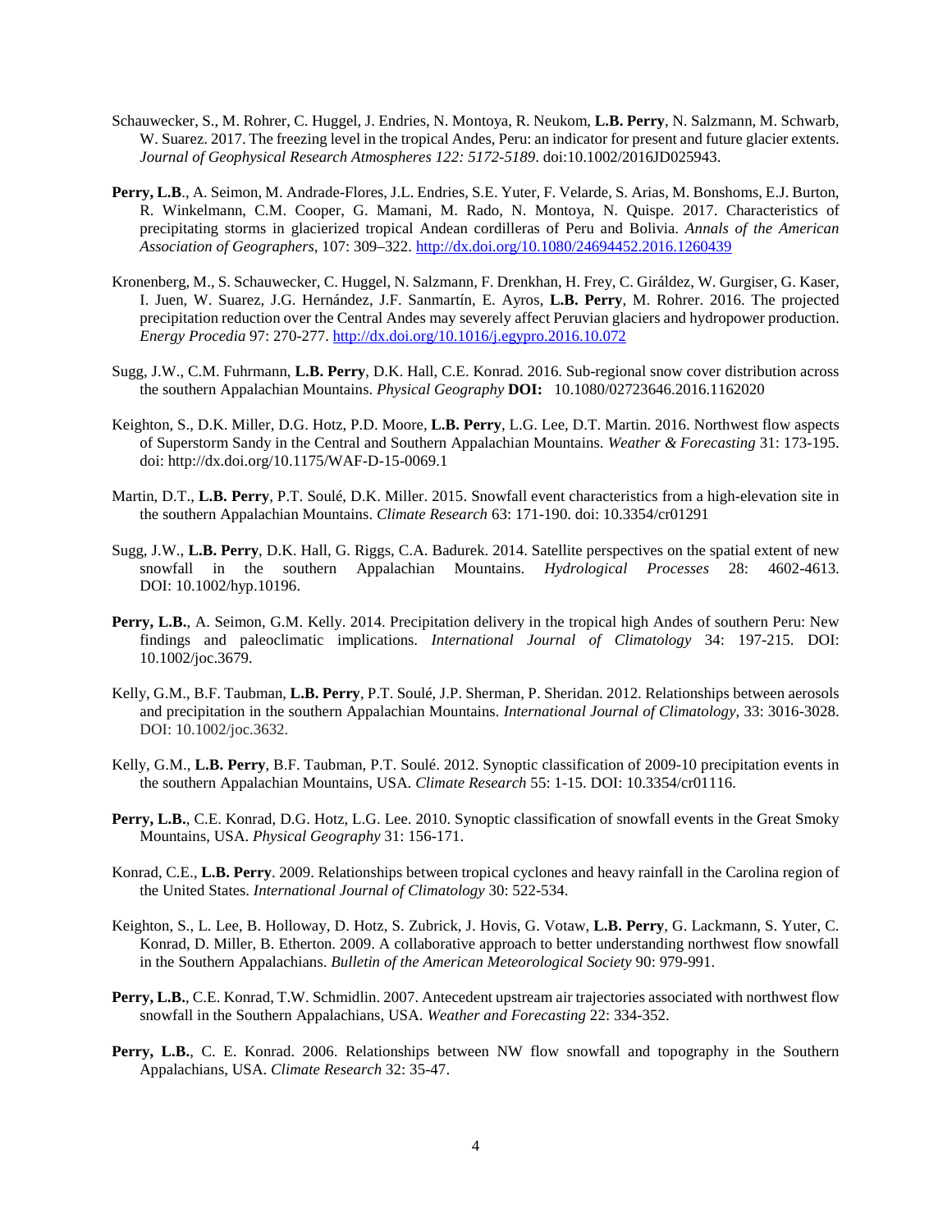Schauwecker, S., M. Rohrer, C. Huggel, J. Endries, N. Montoya, R. Neukom, **L.B. Perry**, N. Salzmann, M. Schwarb, W. Suarez. 2017. The freezing level in the tropical Andes, Peru: an indicator for present and future glacier extents. *Journal of Geophysical Research Atmospheres 122: 5172-5189*. doi:10.1002/2016JD025943.

**Perry, L.B**., A. Seimon, M. Andrade-Flores, J.L. Endries, S.E. Yuter, F. Velarde, S. Arias, M. Bonshoms, E.J. Burton, R. Winkelmann, C.M. Cooper, G. Mamani, M. Rado, N. Montoya, N. Quispe. 2017. Characteristics of precipitating storms in glacierized tropical Andean cordilleras of Peru and Bolivia. *Annals of the American Association of Geographers*, 107: 309–322. http://dx.doi.org/10.1080/24694452.2016.1260439

Kronenberg, M., S. Schauwecker, C. Huggel, N. Salzmann, F. Drenkhan, H. Frey, C. Giráldez, W. Gurgiser, G. Kaser, I. Juen, W. Suarez, J.G. Hernández, J.F. Sanmartín, E. Ayros, **L.B. Perry**, M. Rohrer. 2016. The projected precipitation reduction over the Central Andes may severely affect Peruvian glaciers and hydropower production. *Energy Procedia* 97: 270-277. http://dx.doi.org/10.1016/j.egypro.2016.10.072

Sugg, J.W., C.M. Fuhrmann, **L.B. Perry**, D.K. Hall, C.E. Konrad. 2016. Sub-regional snow cover distribution across the southern Appalachian Mountains. *Physical Geography* **DOI:** 10.1080/02723646.2016.1162020

Keighton, S., D.K. Miller, D.G. Hotz, P.D. Moore, **L.B. Perry**, L.G. Lee, D.T. Martin. 2016. Northwest flow aspects of Superstorm Sandy in the Central and Southern Appalachian Mountains. *Weather & Forecasting* 31: 173-195. doi: http://dx.doi.org/10.1175/WAF-D-15-0069.1

Martin, D.T., **L.B. Perry**, P.T. Soulé, D.K. Miller. 2015. Snowfall event characteristics from a high-elevation site in the southern Appalachian Mountains. *Climate Research* 63: 171-190. doi: 10.3354/cr01291

Sugg, J.W., **L.B. Perry**, D.K. Hall, G. Riggs, C.A. Badurek. 2014. Satellite perspectives on the spatial extent of new snowfall in the southern Appalachian Mountains. *Hydrological Processes* 28: 4602-4613. DOI: 10.1002/hyp.10196.

**Perry, L.B.**, A. Seimon, G.M. Kelly. 2014. Precipitation delivery in the tropical high Andes of southern Peru: New findings and paleoclimatic implications. *International Journal of Climatology* 34: 197-215. DOI: 10.1002/joc.3679.

Kelly, G.M., B.F. Taubman, **L.B. Perry**, P.T. Soulé, J.P. Sherman, P. Sheridan. 2012. Relationships between aerosols and precipitation in the southern Appalachian Mountains. *International Journal of Climatology*, 33: 3016-3028. DOI: 10.1002/joc.3632.

Kelly, G.M., **L.B. Perry**, B.F. Taubman, P.T. Soulé. 2012. Synoptic classification of 2009-10 precipitation events in the southern Appalachian Mountains, USA. *Climate Research* 55: 1-15. DOI: 10.3354/cr01116.

**Perry, L.B.**, C.E. Konrad, D.G. Hotz, L.G. Lee. 2010. Synoptic classification of snowfall events in the Great Smoky Mountains, USA. *Physical Geography* 31: 156-171.

Konrad, C.E., **L.B. Perry**. 2009. Relationships between tropical cyclones and heavy rainfall in the Carolina region of the United States. *International Journal of Climatology* 30: 522-534.

Keighton, S., L. Lee, B. Holloway, D. Hotz, S. Zubrick, J. Hovis, G. Votaw, **L.B. Perry**, G. Lackmann, S. Yuter, C. Konrad, D. Miller, B. Etherton. 2009. A collaborative approach to better understanding northwest flow snowfall in the Southern Appalachians. *Bulletin of the American Meteorological Society* 90: 979-991.

**Perry, L.B.**, C.E. Konrad, T.W. Schmidlin. 2007. Antecedent upstream air trajectories associated with northwest flow snowfall in the Southern Appalachians, USA. *Weather and Forecasting* 22: 334-352.

**Perry, L.B.**, C. E. Konrad. 2006. Relationships between NW flow snowfall and topography in the Southern Appalachians, USA. *Climate Research* 32: 35-47.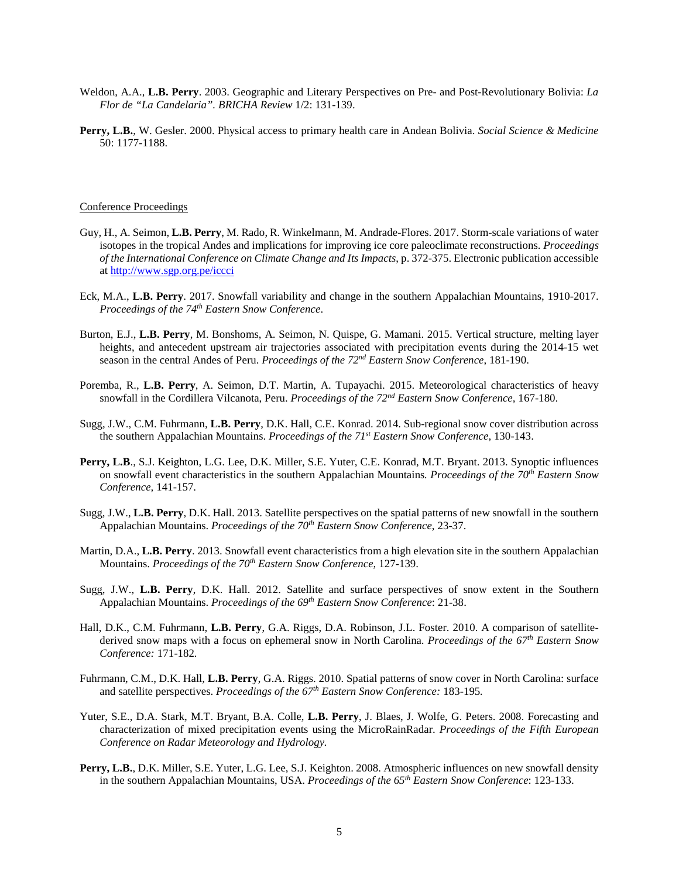Weldon, A.A., **L.B. Perry**. 2003. Geographic and Literary Perspectives on Pre- and Post-Revolutionary Bolivia: *La Flor de "La Candelaria". BRICHA Review* 1/2: 131-139.

**Perry, L.B.**, W. Gesler. 2000. Physical access to primary health care in Andean Bolivia. *Social Science & Medicine* 50: 1177-1188.

Conference Proceedings

Guy, H., A. Seimon, **L.B. Perry**, M. Rado, R. Winkelmann, M. Andrade-Flores. 2017. Storm-scale variations of water isotopes in the tropical Andes and implications for improving ice core paleoclimate reconstructions. *Proceedings of the International Conference on Climate Change and Its Impacts*, p. 372-375. Electronic publication accessible at http://www.sgp.org.pe/iccci

Eck, M.A., **L.B. Perry**. 2017. Snowfall variability and change in the southern Appalachian Mountains, 1910-2017. *Proceedings of the 74th Eastern Snow Conference*.

Burton, E.J., **L.B. Perry**, M. Bonshoms, A. Seimon, N. Quispe, G. Mamani. 2015. Vertical structure, melting layer heights, and antecedent upstream air trajectories associated with precipitation events during the 2014-15 wet season in the central Andes of Peru. *Proceedings of the 72nd Eastern Snow Conference*, 181-190.

Poremba, R., **L.B. Perry**, A. Seimon, D.T. Martin, A. Tupayachi. 2015. Meteorological characteristics of heavy snowfall in the Cordillera Vilcanota, Peru. *Proceedings of the 72nd Eastern Snow Conference*, 167-180.

Sugg, J.W., C.M. Fuhrmann, **L.B. Perry**, D.K. Hall, C.E. Konrad. 2014. Sub-regional snow cover distribution across the southern Appalachian Mountains. *Proceedings of the 71st Eastern Snow Conference*, 130-143.

**Perry, L.B**., S.J. Keighton, L.G. Lee, D.K. Miller, S.E. Yuter, C.E. Konrad, M.T. Bryant. 2013. Synoptic influences on snowfall event characteristics in the southern Appalachian Mountains*. Proceedings of the 70th Eastern Snow Conference,* 141-157.

Sugg, J.W., **L.B. Perry**, D.K. Hall. 2013. Satellite perspectives on the spatial patterns of new snowfall in the southern Appalachian Mountains. *Proceedings of the 70th Eastern Snow Conference*, 23-37.

Martin, D.A., **L.B. Perry**. 2013. Snowfall event characteristics from a high elevation site in the southern Appalachian Mountains. *Proceedings of the 70th Eastern Snow Conference,* 127-139.

Sugg, J.W., **L.B. Perry**, D.K. Hall. 2012. Satellite and surface perspectives of snow extent in the Southern Appalachian Mountains. *Proceedings of the 69th Eastern Snow Conference*: 21-38.

Hall, D.K., C.M. Fuhrmann, **L.B. Perry**, G.A. Riggs, D.A. Robinson, J.L. Foster. 2010. A comparison of satellite-derived snow maps with a focus on ephemeral snow in North Carolina. *Proceedings of the 67th Eastern Snow Conference:* 171-182.

Fuhrmann, C.M., D.K. Hall, **L.B. Perry**, G.A. Riggs. 2010. Spatial patterns of snow cover in North Carolina: surface and satellite perspectives. *Proceedings of the 67th Eastern Snow Conference:* 183-195.

Yuter, S.E., D.A. Stark, M.T. Bryant, B.A. Colle, **L.B. Perry**, J. Blaes, J. Wolfe, G. Peters. 2008. Forecasting and characterization of mixed precipitation events using the MicroRainRadar. *Proceedings of the Fifth European Conference on Radar Meteorology and Hydrology.*

**Perry, L.B.**, D.K. Miller, S.E. Yuter, L.G. Lee, S.J. Keighton. 2008. Atmospheric influences on new snowfall density in the southern Appalachian Mountains, USA. *Proceedings of the 65th Eastern Snow Conference*: 123-133.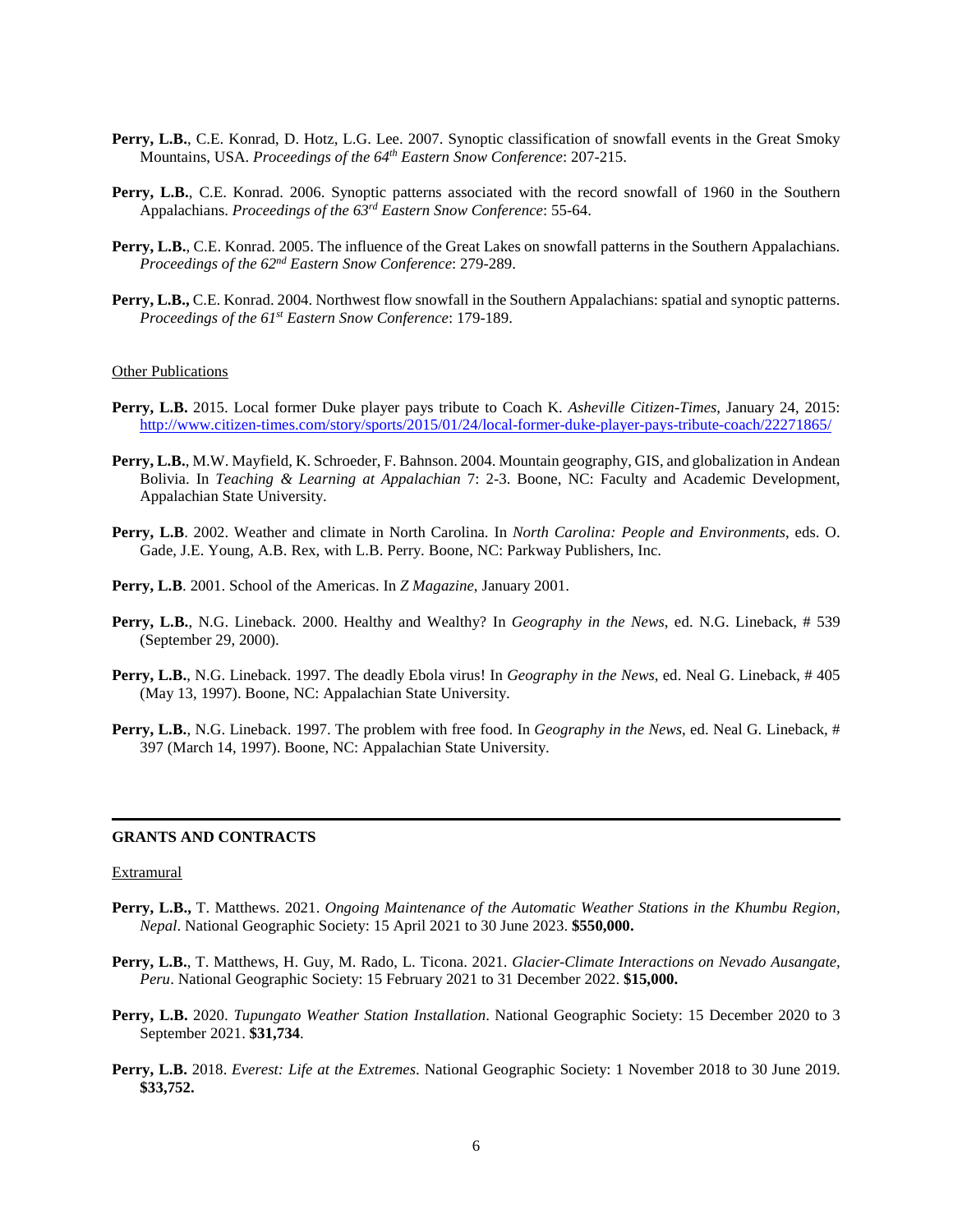**Perry, L.B.**, C.E. Konrad, D. Hotz, L.G. Lee. 2007. Synoptic classification of snowfall events in the Great Smoky Mountains, USA. *Proceedings of the 64th Eastern Snow Conference*: 207-215.

**Perry, L.B.**, C.E. Konrad. 2006. Synoptic patterns associated with the record snowfall of 1960 in the Southern Appalachians. *Proceedings of the 63rd Eastern Snow Conference*: 55-64.

**Perry, L.B.**, C.E. Konrad. 2005. The influence of the Great Lakes on snowfall patterns in the Southern Appalachians. *Proceedings of the 62nd Eastern Snow Conference*: 279-289.

**Perry, L.B.,** C.E. Konrad. 2004. Northwest flow snowfall in the Southern Appalachians: spatial and synoptic patterns. *Proceedings of the 61st Eastern Snow Conference*: 179-189.

Other Publications

**Perry, L.B.** 2015. Local former Duke player pays tribute to Coach K. *Asheville Citizen-Times*, January 24, 2015: http://www.citizen-times.com/story/sports/2015/01/24/local-former-duke-player-pays-tribute-coach/22271865/

**Perry, L.B.**, M.W. Mayfield, K. Schroeder, F. Bahnson. 2004. Mountain geography, GIS, and globalization in Andean Bolivia. In *Teaching & Learning at Appalachian* 7: 2-3. Boone, NC: Faculty and Academic Development, Appalachian State University.

**Perry, L.B**. 2002. Weather and climate in North Carolina. In *North Carolina: People and Environments*, eds. O. Gade, J.E. Young, A.B. Rex, with L.B. Perry. Boone, NC: Parkway Publishers, Inc.

**Perry, L.B**. 2001. School of the Americas. In *Z Magazine*, January 2001.

**Perry, L.B.**, N.G. Lineback. 2000. Healthy and Wealthy? In *Geography in the News*, ed. N.G. Lineback, # 539 (September 29, 2000).

**Perry, L.B.**, N.G. Lineback. 1997. The deadly Ebola virus! In *Geography in the News*, ed. Neal G. Lineback, # 405 (May 13, 1997). Boone, NC: Appalachian State University.

**Perry, L.B.**, N.G. Lineback. 1997. The problem with free food. In *Geography in the News*, ed. Neal G. Lineback, # 397 (March 14, 1997). Boone, NC: Appalachian State University.

---

## GRANTS AND CONTRACTS

Extramural

**Perry, L.B.,** T. Matthews. 2021. *Ongoing Maintenance of the Automatic Weather Stations in the Khumbu Region, Nepal*. National Geographic Society: 15 April 2021 to 30 June 2023. **$550,000.**

**Perry, L.B.**, T. Matthews, H. Guy, M. Rado, L. Ticona. 2021. *Glacier-Climate Interactions on Nevado Ausangate, Peru*. National Geographic Society: 15 February 2021 to 31 December 2022. **$15,000.**

**Perry, L.B.** 2020. *Tupungato Weather Station Installation*. National Geographic Society: 15 December 2020 to 3 September 2021. **$31,734**.

**Perry, L.B.** 2018. *Everest: Life at the Extremes*. National Geographic Society: 1 November 2018 to 30 June 2019. **$33,752.**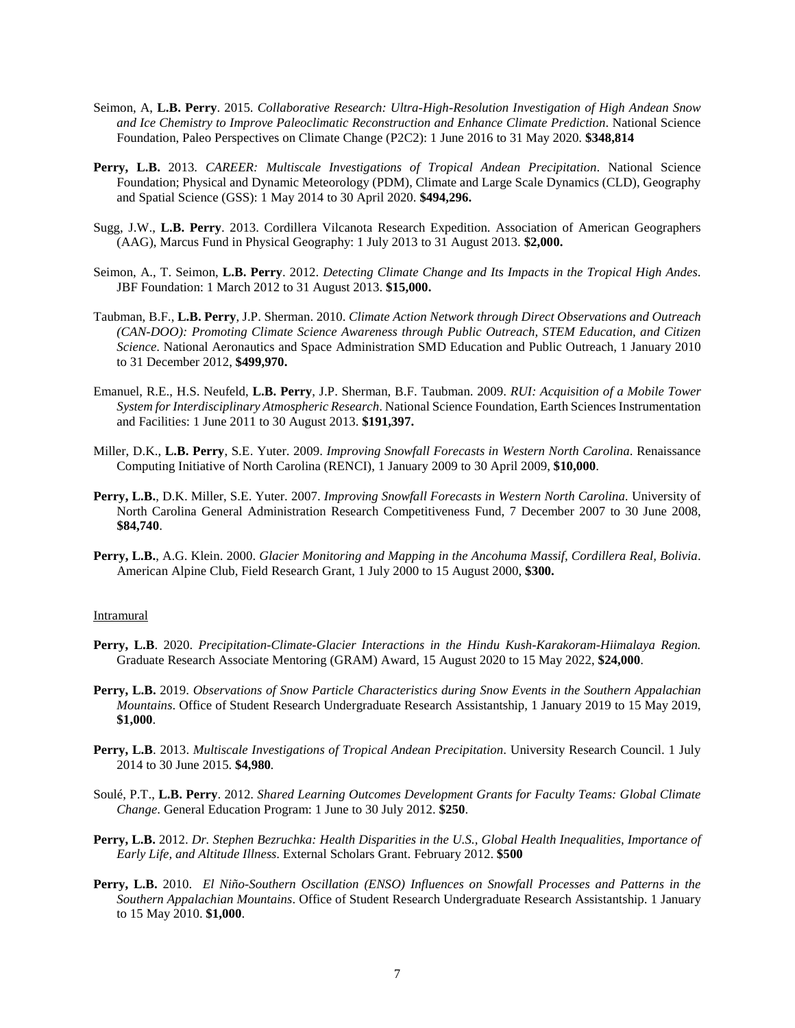Seimon, A, **L.B. Perry**. 2015. *Collaborative Research: Ultra-High-Resolution Investigation of High Andean Snow and Ice Chemistry to Improve Paleoclimatic Reconstruction and Enhance Climate Prediction*. National Science Foundation, Paleo Perspectives on Climate Change (P2C2): 1 June 2016 to 31 May 2020. **$348,814**

**Perry, L.B.** 2013. *CAREER: Multiscale Investigations of Tropical Andean Precipitation*. National Science Foundation; Physical and Dynamic Meteorology (PDM), Climate and Large Scale Dynamics (CLD), Geography and Spatial Science (GSS): 1 May 2014 to 30 April 2020. **$494,296.**

Sugg, J.W., **L.B. Perry**. 2013. Cordillera Vilcanota Research Expedition. Association of American Geographers (AAG), Marcus Fund in Physical Geography: 1 July 2013 to 31 August 2013. **$2,000.**

Seimon, A., T. Seimon, **L.B. Perry**. 2012. *Detecting Climate Change and Its Impacts in the Tropical High Andes*. JBF Foundation: 1 March 2012 to 31 August 2013. **$15,000.**

Taubman, B.F., **L.B. Perry**, J.P. Sherman. 2010. *Climate Action Network through Direct Observations and Outreach (CAN-DOO): Promoting Climate Science Awareness through Public Outreach, STEM Education, and Citizen Science*. National Aeronautics and Space Administration SMD Education and Public Outreach, 1 January 2010 to 31 December 2012, **$499,970.**

Emanuel, R.E., H.S. Neufeld, **L.B. Perry**, J.P. Sherman, B.F. Taubman. 2009. *RUI: Acquisition of a Mobile Tower System for Interdisciplinary Atmospheric Research*. National Science Foundation, Earth Sciences Instrumentation and Facilities: 1 June 2011 to 30 August 2013. **$191,397.**

Miller, D.K., **L.B. Perry**, S.E. Yuter. 2009. *Improving Snowfall Forecasts in Western North Carolina*. Renaissance Computing Initiative of North Carolina (RENCI), 1 January 2009 to 30 April 2009, **$10,000**.

**Perry, L.B.**, D.K. Miller, S.E. Yuter. 2007. *Improving Snowfall Forecasts in Western North Carolina*. University of North Carolina General Administration Research Competitiveness Fund, 7 December 2007 to 30 June 2008, **$84,740**.

**Perry, L.B.**, A.G. Klein. 2000. *Glacier Monitoring and Mapping in the Ancohuma Massif, Cordillera Real, Bolivia*. American Alpine Club, Field Research Grant, 1 July 2000 to 15 August 2000, **$300.**

Intramural

**Perry, L.B**. 2020. *Precipitation-Climate-Glacier Interactions in the Hindu Kush-Karakoram-Hiimalaya Region.* Graduate Research Associate Mentoring (GRAM) Award, 15 August 2020 to 15 May 2022, **$24,000**.

**Perry, L.B.** 2019. *Observations of Snow Particle Characteristics during Snow Events in the Southern Appalachian Mountains*. Office of Student Research Undergraduate Research Assistantship, 1 January 2019 to 15 May 2019, **$1,000**.

**Perry, L.B**. 2013. *Multiscale Investigations of Tropical Andean Precipitation*. University Research Council. 1 July 2014 to 30 June 2015. **$4,980**.

Soulé, P.T., **L.B. Perry**. 2012. *Shared Learning Outcomes Development Grants for Faculty Teams: Global Climate Change*. General Education Program: 1 June to 30 July 2012. **$250**.

**Perry, L.B.** 2012. *Dr. Stephen Bezruchka: Health Disparities in the U.S., Global Health Inequalities, Importance of Early Life, and Altitude Illness*. External Scholars Grant. February 2012. **$500**

**Perry, L.B.** 2010. *El Niño-Southern Oscillation (ENSO) Influences on Snowfall Processes and Patterns in the Southern Appalachian Mountains*. Office of Student Research Undergraduate Research Assistantship. 1 January to 15 May 2010. **$1,000**.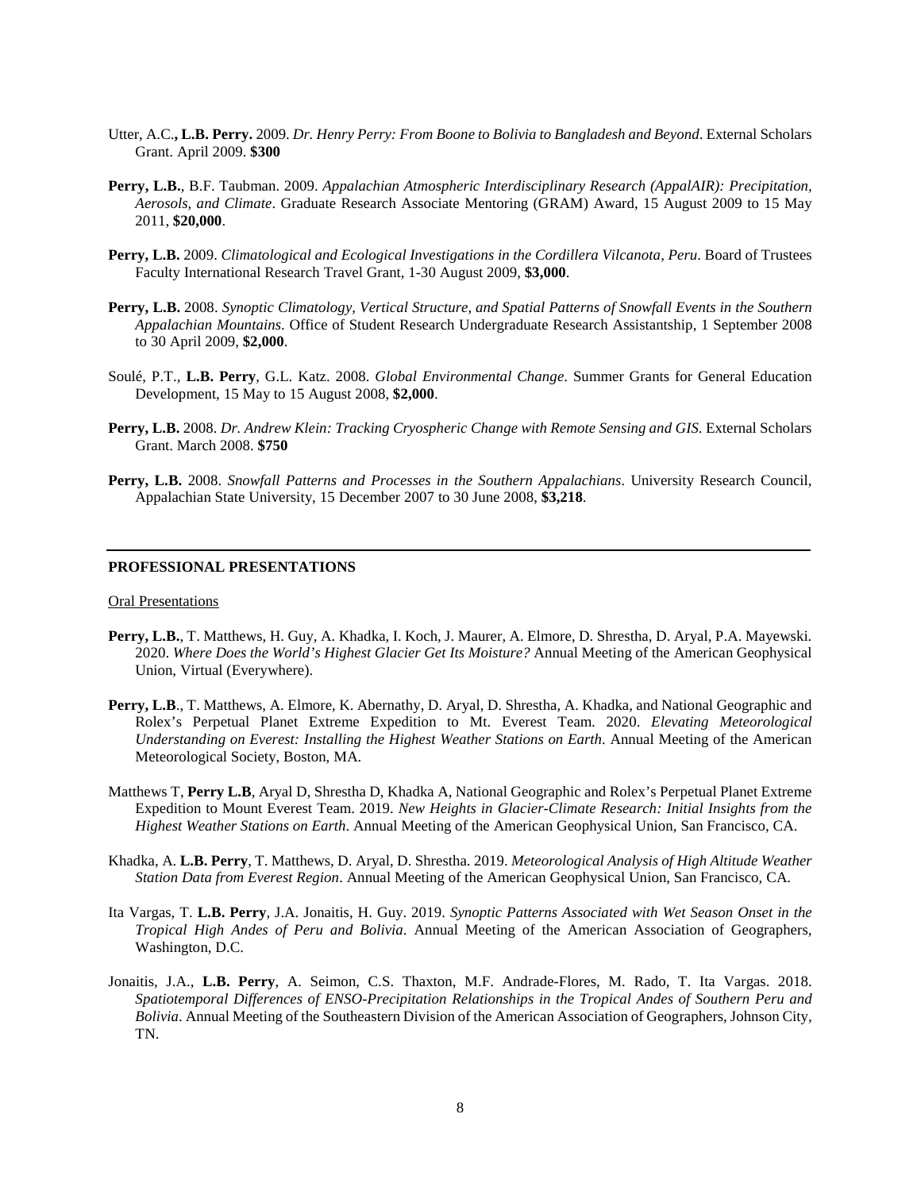Utter, A.C.**, L.B. Perry.** 2009. *Dr. Henry Perry: From Boone to Bolivia to Bangladesh and Beyond*. External Scholars Grant. April 2009. **$300**

**Perry, L.B.**, B.F. Taubman. 2009. *Appalachian Atmospheric Interdisciplinary Research (AppalAIR): Precipitation, Aerosols, and Climate*. Graduate Research Associate Mentoring (GRAM) Award, 15 August 2009 to 15 May 2011, **$20,000**.

**Perry, L.B.** 2009. *Climatological and Ecological Investigations in the Cordillera Vilcanota, Peru*. Board of Trustees Faculty International Research Travel Grant, 1-30 August 2009, **$3,000**.

**Perry, L.B.** 2008. *Synoptic Climatology, Vertical Structure, and Spatial Patterns of Snowfall Events in the Southern Appalachian Mountains*. Office of Student Research Undergraduate Research Assistantship, 1 September 2008 to 30 April 2009, **$2,000**.

Soulé, P.T., **L.B. Perry**, G.L. Katz. 2008. *Global Environmental Change*. Summer Grants for General Education Development, 15 May to 15 August 2008, **$2,000**.

**Perry, L.B.** 2008. *Dr. Andrew Klein: Tracking Cryospheric Change with Remote Sensing and GIS*. External Scholars Grant. March 2008. **$750**

**Perry, L.B.** 2008. *Snowfall Patterns and Processes in the Southern Appalachians*. University Research Council, Appalachian State University, 15 December 2007 to 30 June 2008, **$3,218**.

---

## PROFESSIONAL PRESENTATIONS

Oral Presentations

**Perry, L.B.**, T. Matthews, H. Guy, A. Khadka, I. Koch, J. Maurer, A. Elmore, D. Shrestha, D. Aryal, P.A. Mayewski. 2020. *Where Does the World's Highest Glacier Get Its Moisture?* Annual Meeting of the American Geophysical Union, Virtual (Everywhere).

**Perry, L.B**., T. Matthews, A. Elmore, K. Abernathy, D. Aryal, D. Shrestha, A. Khadka, and National Geographic and Rolex's Perpetual Planet Extreme Expedition to Mt. Everest Team. 2020. *Elevating Meteorological Understanding on Everest: Installing the Highest Weather Stations on Earth*. Annual Meeting of the American Meteorological Society, Boston, MA.

Matthews T, **Perry L.B**, Aryal D, Shrestha D, Khadka A, National Geographic and Rolex's Perpetual Planet Extreme Expedition to Mount Everest Team. 2019. *New Heights in Glacier-Climate Research: Initial Insights from the Highest Weather Stations on Earth*. Annual Meeting of the American Geophysical Union, San Francisco, CA.

Khadka, A. **L.B. Perry**, T. Matthews, D. Aryal, D. Shrestha. 2019. *Meteorological Analysis of High Altitude Weather Station Data from Everest Region*. Annual Meeting of the American Geophysical Union, San Francisco, CA.

Ita Vargas, T. **L.B. Perry**, J.A. Jonaitis, H. Guy. 2019. *Synoptic Patterns Associated with Wet Season Onset in the Tropical High Andes of Peru and Bolivia*. Annual Meeting of the American Association of Geographers, Washington, D.C.

Jonaitis, J.A., **L.B. Perry**, A. Seimon, C.S. Thaxton, M.F. Andrade-Flores, M. Rado, T. Ita Vargas. 2018. *Spatiotemporal Differences of ENSO-Precipitation Relationships in the Tropical Andes of Southern Peru and Bolivia*. Annual Meeting of the Southeastern Division of the American Association of Geographers, Johnson City, TN.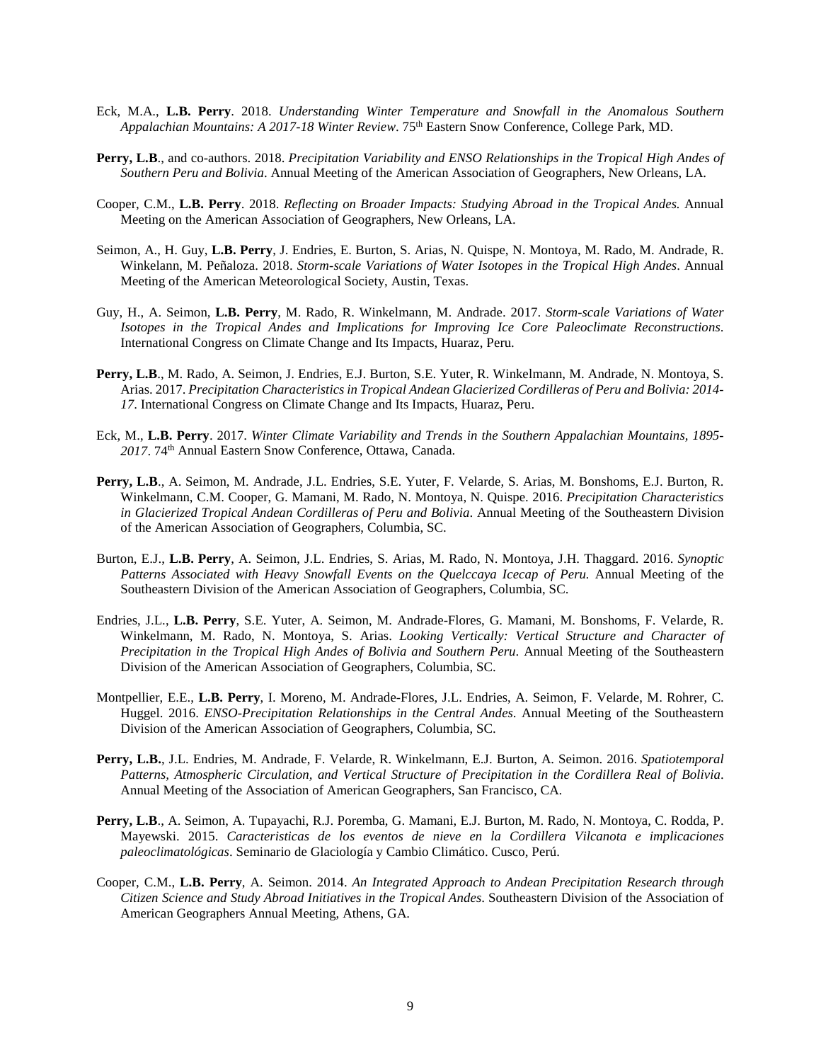Eck, M.A., **L.B. Perry**. 2018. *Understanding Winter Temperature and Snowfall in the Anomalous Southern Appalachian Mountains: A 2017-18 Winter Review*. 75th Eastern Snow Conference, College Park, MD.

**Perry, L.B**., and co-authors. 2018. *Precipitation Variability and ENSO Relationships in the Tropical High Andes of Southern Peru and Bolivia*. Annual Meeting of the American Association of Geographers, New Orleans, LA.

Cooper, C.M., **L.B. Perry**. 2018. *Reflecting on Broader Impacts: Studying Abroad in the Tropical Andes.* Annual Meeting on the American Association of Geographers, New Orleans, LA.

Seimon, A., H. Guy, **L.B. Perry**, J. Endries, E. Burton, S. Arias, N. Quispe, N. Montoya, M. Rado, M. Andrade, R. Winkelann, M. Peñaloza. 2018. *Storm-scale Variations of Water Isotopes in the Tropical High Andes*. Annual Meeting of the American Meteorological Society, Austin, Texas.

Guy, H., A. Seimon, **L.B. Perry**, M. Rado, R. Winkelmann, M. Andrade. 2017. *Storm-scale Variations of Water Isotopes in the Tropical Andes and Implications for Improving Ice Core Paleoclimate Reconstructions*. International Congress on Climate Change and Its Impacts, Huaraz, Peru.

**Perry, L.B**., M. Rado, A. Seimon, J. Endries, E.J. Burton, S.E. Yuter, R. Winkelmann, M. Andrade, N. Montoya, S. Arias. 2017. *Precipitation Characteristics in Tropical Andean Glacierized Cordilleras of Peru and Bolivia: 2014-17*. International Congress on Climate Change and Its Impacts, Huaraz, Peru.

Eck, M., **L.B. Perry**. 2017. *Winter Climate Variability and Trends in the Southern Appalachian Mountains, 1895-2017*. 74th Annual Eastern Snow Conference, Ottawa, Canada.

**Perry, L.B**., A. Seimon, M. Andrade, J.L. Endries, S.E. Yuter, F. Velarde, S. Arias, M. Bonshoms, E.J. Burton, R. Winkelmann, C.M. Cooper, G. Mamani, M. Rado, N. Montoya, N. Quispe. 2016. *Precipitation Characteristics in Glacierized Tropical Andean Cordilleras of Peru and Bolivia*. Annual Meeting of the Southeastern Division of the American Association of Geographers, Columbia, SC.

Burton, E.J., **L.B. Perry**, A. Seimon, J.L. Endries, S. Arias, M. Rado, N. Montoya, J.H. Thaggard. 2016. *Synoptic Patterns Associated with Heavy Snowfall Events on the Quelccaya Icecap of Peru.* Annual Meeting of the Southeastern Division of the American Association of Geographers, Columbia, SC.

Endries, J.L., **L.B. Perry**, S.E. Yuter, A. Seimon, M. Andrade-Flores, G. Mamani, M. Bonshoms, F. Velarde, R. Winkelmann, M. Rado, N. Montoya, S. Arias. *Looking Vertically: Vertical Structure and Character of Precipitation in the Tropical High Andes of Bolivia and Southern Peru*. Annual Meeting of the Southeastern Division of the American Association of Geographers, Columbia, SC.

Montpellier, E.E., **L.B. Perry**, I. Moreno, M. Andrade-Flores, J.L. Endries, A. Seimon, F. Velarde, M. Rohrer, C. Huggel. 2016. *ENSO-Precipitation Relationships in the Central Andes*. Annual Meeting of the Southeastern Division of the American Association of Geographers, Columbia, SC.

**Perry, L.B.**, J.L. Endries, M. Andrade, F. Velarde, R. Winkelmann, E.J. Burton, A. Seimon. 2016. *Spatiotemporal Patterns, Atmospheric Circulation, and Vertical Structure of Precipitation in the Cordillera Real of Bolivia*. Annual Meeting of the Association of American Geographers, San Francisco, CA.

**Perry, L.B**., A. Seimon, A. Tupayachi, R.J. Poremba, G. Mamani, E.J. Burton, M. Rado, N. Montoya, C. Rodda, P. Mayewski. 2015. *Caracteristicas de los eventos de nieve en la Cordillera Vilcanota e implicaciones paleoclimatológicas*. Seminario de Glaciología y Cambio Climático. Cusco, Perú.

Cooper, C.M., **L.B. Perry**, A. Seimon. 2014. *An Integrated Approach to Andean Precipitation Research through Citizen Science and Study Abroad Initiatives in the Tropical Andes*. Southeastern Division of the Association of American Geographers Annual Meeting, Athens, GA.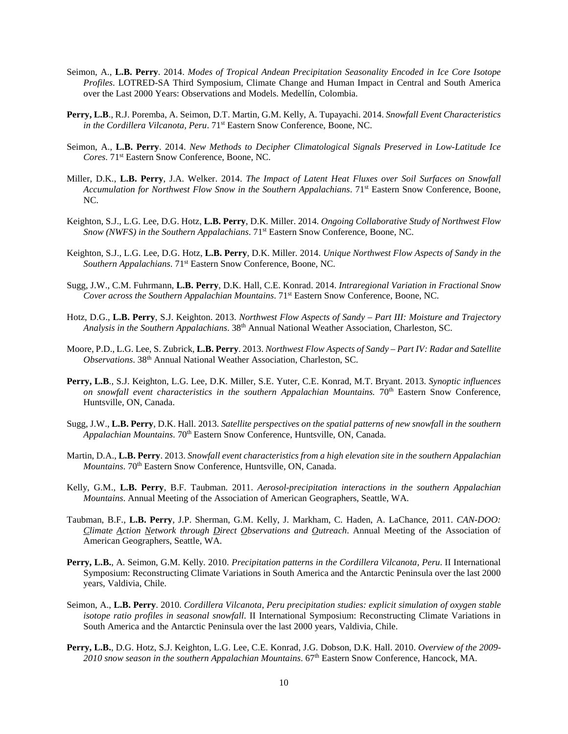Seimon, A., **L.B. Perry**. 2014. *Modes of Tropical Andean Precipitation Seasonality Encoded in Ice Core Isotope Profiles*. LOTRED-SA Third Symposium, Climate Change and Human Impact in Central and South America over the Last 2000 Years: Observations and Models. Medellín, Colombia.

**Perry, L.B**., R.J. Poremba, A. Seimon, D.T. Martin, G.M. Kelly, A. Tupayachi. 2014. *Snowfall Event Characteristics in the Cordillera Vilcanota, Peru*. 71st Eastern Snow Conference, Boone, NC.

Seimon, A., **L.B. Perry**. 2014. *New Methods to Decipher Climatological Signals Preserved in Low-Latitude Ice Cores*. 71st Eastern Snow Conference, Boone, NC.

Miller, D.K., **L.B. Perry**, J.A. Welker. 2014. *The Impact of Latent Heat Fluxes over Soil Surfaces on Snowfall Accumulation for Northwest Flow Snow in the Southern Appalachians*. 71st Eastern Snow Conference, Boone, NC.

Keighton, S.J., L.G. Lee, D.G. Hotz, **L.B. Perry**, D.K. Miller. 2014. *Ongoing Collaborative Study of Northwest Flow Snow (NWFS) in the Southern Appalachians*. 71st Eastern Snow Conference, Boone, NC.

Keighton, S.J., L.G. Lee, D.G. Hotz, **L.B. Perry**, D.K. Miller. 2014. *Unique Northwest Flow Aspects of Sandy in the Southern Appalachians*. 71st Eastern Snow Conference, Boone, NC.

Sugg, J.W., C.M. Fuhrmann, **L.B. Perry**, D.K. Hall, C.E. Konrad. 2014. *Intraregional Variation in Fractional Snow Cover across the Southern Appalachian Mountains*. 71st Eastern Snow Conference, Boone, NC.

Hotz, D.G., **L.B. Perry**, S.J. Keighton. 2013. *Northwest Flow Aspects of Sandy – Part III: Moisture and Trajectory Analysis in the Southern Appalachians*. 38th Annual National Weather Association, Charleston, SC.

Moore, P.D., L.G. Lee, S. Zubrick, **L.B. Perry**. 2013. *Northwest Flow Aspects of Sandy – Part IV: Radar and Satellite Observations*. 38th Annual National Weather Association, Charleston, SC.

**Perry, L.B**., S.J. Keighton, L.G. Lee, D.K. Miller, S.E. Yuter, C.E. Konrad, M.T. Bryant. 2013. *Synoptic influences on snowfall event characteristics in the southern Appalachian Mountains.* 70th Eastern Snow Conference, Huntsville, ON, Canada.

Sugg, J.W., **L.B. Perry**, D.K. Hall. 2013. *Satellite perspectives on the spatial patterns of new snowfall in the southern Appalachian Mountains*. 70th Eastern Snow Conference, Huntsville, ON, Canada.

Martin, D.A., **L.B. Perry**. 2013. *Snowfall event characteristics from a high elevation site in the southern Appalachian Mountains*. 70th Eastern Snow Conference, Huntsville, ON, Canada.

Kelly, G.M., **L.B. Perry**, B.F. Taubman. 2011. *Aerosol-precipitation interactions in the southern Appalachian Mountains*. Annual Meeting of the Association of American Geographers, Seattle, WA.

Taubman, B.F., **L.B. Perry**, J.P. Sherman, G.M. Kelly, J. Markham, C. Haden, A. LaChance, 2011. *CAN-DOO: Climate Action Network through Direct Observations and Outreach*. Annual Meeting of the Association of American Geographers, Seattle, WA.

**Perry, L.B.**, A. Seimon, G.M. Kelly. 2010. *Precipitation patterns in the Cordillera Vilcanota, Peru*. II International Symposium: Reconstructing Climate Variations in South America and the Antarctic Peninsula over the last 2000 years, Valdivia, Chile.

Seimon, A., **L.B. Perry**. 2010. *Cordillera Vilcanota, Peru precipitation studies: explicit simulation of oxygen stable isotope ratio profiles in seasonal snowfall*. II International Symposium: Reconstructing Climate Variations in South America and the Antarctic Peninsula over the last 2000 years, Valdivia, Chile.

**Perry, L.B.**, D.G. Hotz, S.J. Keighton, L.G. Lee, C.E. Konrad, J.G. Dobson, D.K. Hall. 2010. *Overview of the 2009-2010 snow season in the southern Appalachian Mountains*. 67th Eastern Snow Conference, Hancock, MA.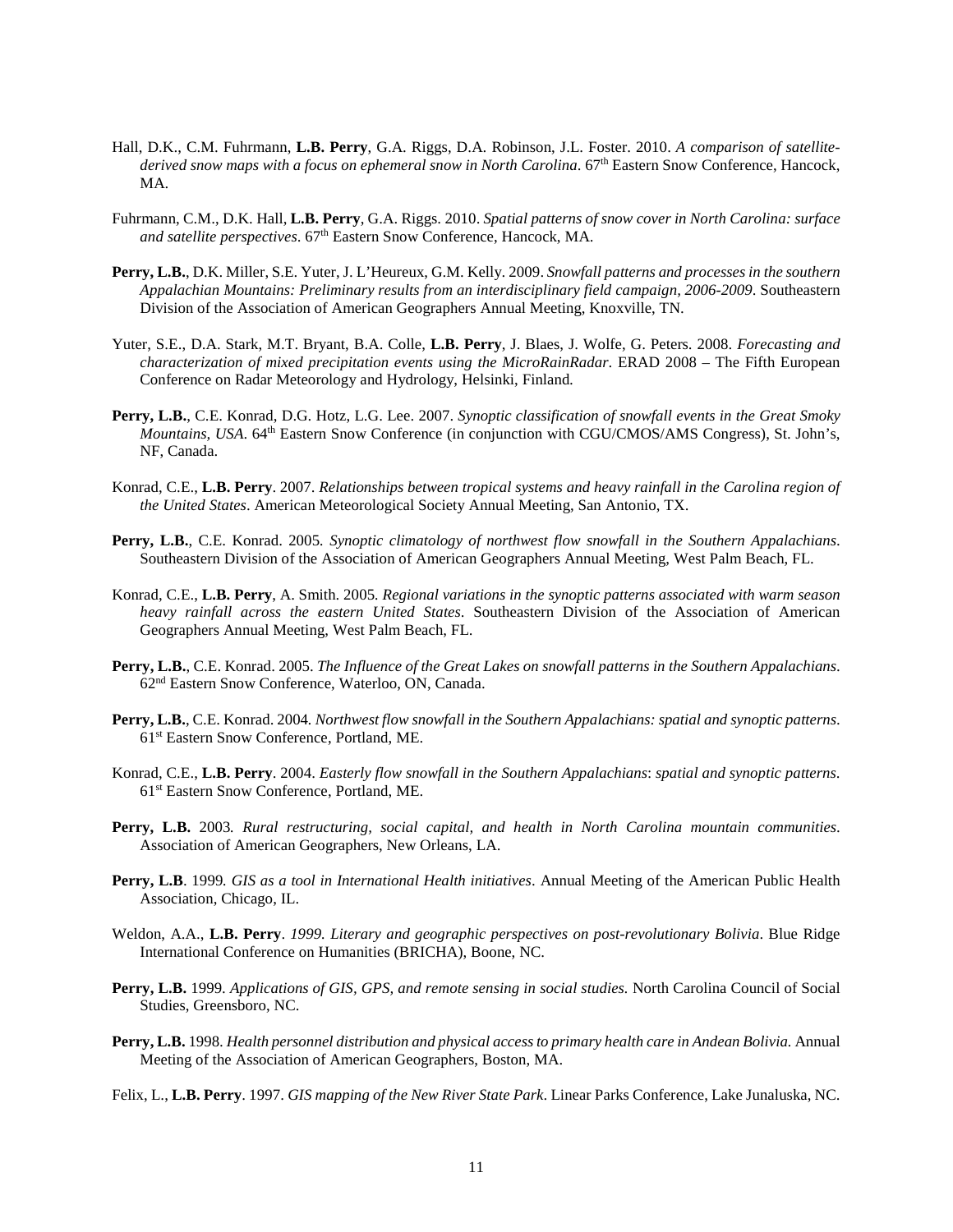Hall, D.K., C.M. Fuhrmann, **L.B. Perry**, G.A. Riggs, D.A. Robinson, J.L. Foster. 2010. *A comparison of satellite-derived snow maps with a focus on ephemeral snow in North Carolina*. 67th Eastern Snow Conference, Hancock, MA.

Fuhrmann, C.M., D.K. Hall, **L.B. Perry**, G.A. Riggs. 2010. *Spatial patterns of snow cover in North Carolina: surface and satellite perspectives*. 67th Eastern Snow Conference, Hancock, MA.

**Perry, L.B.**, D.K. Miller, S.E. Yuter, J. L'Heureux, G.M. Kelly. 2009. *Snowfall patterns and processes in the southern Appalachian Mountains: Preliminary results from an interdisciplinary field campaign, 2006-2009*. Southeastern Division of the Association of American Geographers Annual Meeting, Knoxville, TN.

Yuter, S.E., D.A. Stark, M.T. Bryant, B.A. Colle, **L.B. Perry**, J. Blaes, J. Wolfe, G. Peters. 2008. *Forecasting and characterization of mixed precipitation events using the MicroRainRadar*. ERAD 2008 – The Fifth European Conference on Radar Meteorology and Hydrology, Helsinki, Finland.

**Perry, L.B.**, C.E. Konrad, D.G. Hotz, L.G. Lee. 2007. *Synoptic classification of snowfall events in the Great Smoky Mountains, USA*. 64th Eastern Snow Conference (in conjunction with CGU/CMOS/AMS Congress), St. John's, NF, Canada.

Konrad, C.E., **L.B. Perry**. 2007. *Relationships between tropical systems and heavy rainfall in the Carolina region of the United States*. American Meteorological Society Annual Meeting, San Antonio, TX.

**Perry, L.B.**, C.E. Konrad. 2005. *Synoptic climatology of northwest flow snowfall in the Southern Appalachians*. Southeastern Division of the Association of American Geographers Annual Meeting, West Palm Beach, FL.

Konrad, C.E., **L.B. Perry**, A. Smith. 2005. *Regional variations in the synoptic patterns associated with warm season heavy rainfall across the eastern United States*. Southeastern Division of the Association of American Geographers Annual Meeting, West Palm Beach, FL.

**Perry, L.B.**, C.E. Konrad. 2005. *The Influence of the Great Lakes on snowfall patterns in the Southern Appalachians*. 62nd Eastern Snow Conference, Waterloo, ON, Canada.

**Perry, L.B.**, C.E. Konrad. 2004. *Northwest flow snowfall in the Southern Appalachians: spatial and synoptic patterns*. 61st Eastern Snow Conference, Portland, ME.

Konrad, C.E., **L.B. Perry**. 2004. *Easterly flow snowfall in the Southern Appalachians*: *spatial and synoptic patterns*. 61st Eastern Snow Conference, Portland, ME.

**Perry, L.B.** 2003*. Rural restructuring, social capital, and health in North Carolina mountain communities*. Association of American Geographers, New Orleans, LA.

**Perry, L.B**. 1999*. GIS as a tool in International Health initiatives*. Annual Meeting of the American Public Health Association, Chicago, IL.

Weldon, A.A., **L.B. Perry**. *1999. Literary and geographic perspectives on post-revolutionary Bolivia*. Blue Ridge International Conference on Humanities (BRICHA), Boone, NC.

**Perry, L.B.** 1999. *Applications of GIS, GPS, and remote sensing in social studies.* North Carolina Council of Social Studies, Greensboro, NC.

**Perry, L.B.** 1998. *Health personnel distribution and physical access to primary health care in Andean Bolivia.* Annual Meeting of the Association of American Geographers, Boston, MA.

Felix, L., **L.B. Perry**. 1997. *GIS mapping of the New River State Park*. Linear Parks Conference, Lake Junaluska, NC.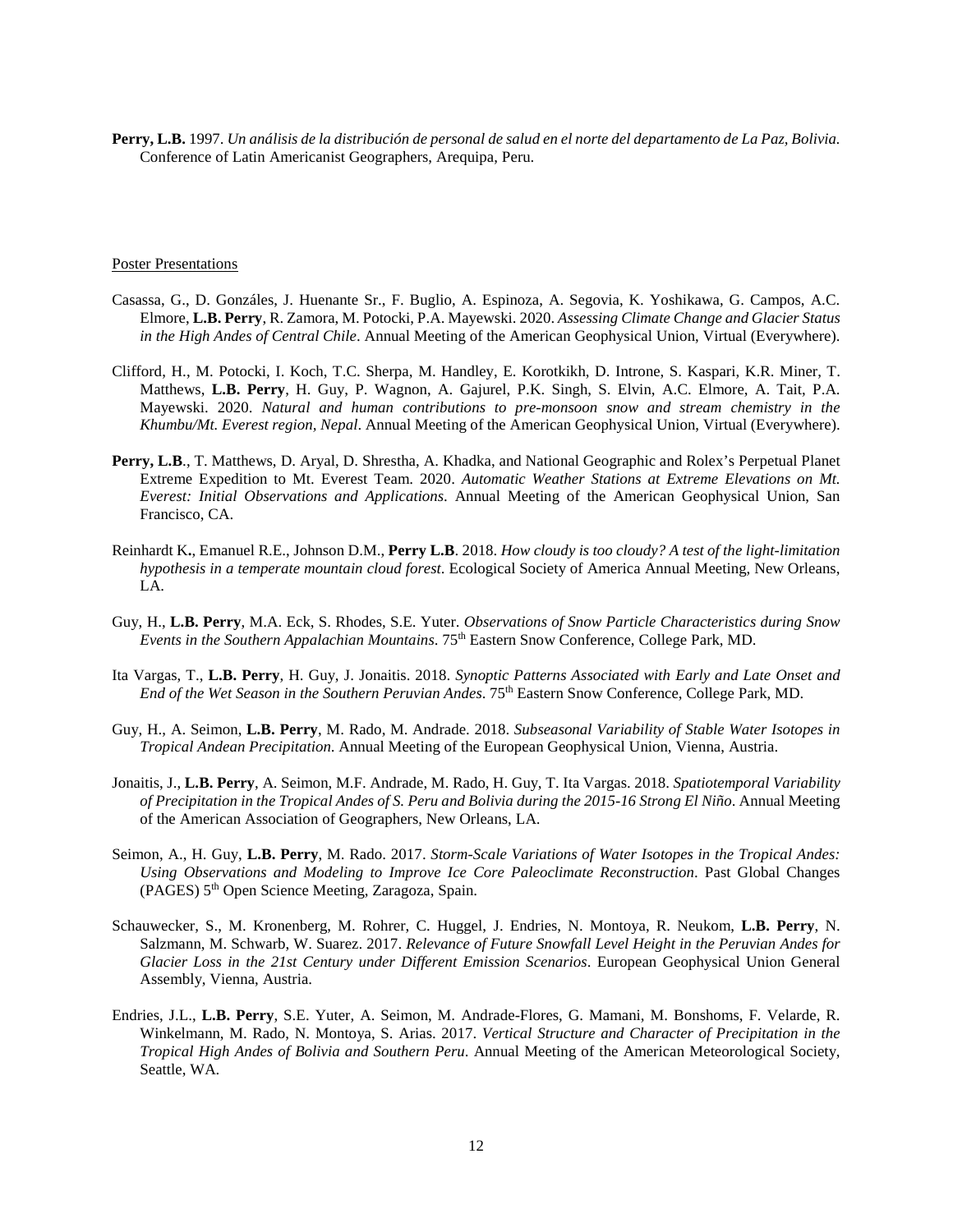**Perry, L.B.** 1997. *Un análisis de la distribución de personal de salud en el norte del departamento de La Paz, Bolivia.* Conference of Latin Americanist Geographers, Arequipa, Peru.

Poster Presentations

Casassa, G., D. Gonzáles, J. Huenante Sr., F. Buglio, A. Espinoza, A. Segovia, K. Yoshikawa, G. Campos, A.C. Elmore, **L.B. Perry**, R. Zamora, M. Potocki, P.A. Mayewski. 2020. *Assessing Climate Change and Glacier Status in the High Andes of Central Chile*. Annual Meeting of the American Geophysical Union, Virtual (Everywhere).

Clifford, H., M. Potocki, I. Koch, T.C. Sherpa, M. Handley, E. Korotkikh, D. Introne, S. Kaspari, K.R. Miner, T. Matthews, **L.B. Perry**, H. Guy, P. Wagnon, A. Gajurel, P.K. Singh, S. Elvin, A.C. Elmore, A. Tait, P.A. Mayewski. 2020. *Natural and human contributions to pre-monsoon snow and stream chemistry in the Khumbu/Mt. Everest region, Nepal*. Annual Meeting of the American Geophysical Union, Virtual (Everywhere).

**Perry, L.B**., T. Matthews, D. Aryal, D. Shrestha, A. Khadka, and National Geographic and Rolex's Perpetual Planet Extreme Expedition to Mt. Everest Team. 2020. *Automatic Weather Stations at Extreme Elevations on Mt. Everest: Initial Observations and Applications*. Annual Meeting of the American Geophysical Union, San Francisco, CA.

Reinhardt K., Emanuel R.E., Johnson D.M., **Perry L.B**. 2018. *How cloudy is too cloudy? A test of the light-limitation hypothesis in a temperate mountain cloud forest*. Ecological Society of America Annual Meeting, New Orleans, LA.

Guy, H., **L.B. Perry**, M.A. Eck, S. Rhodes, S.E. Yuter. *Observations of Snow Particle Characteristics during Snow Events in the Southern Appalachian Mountains*. 75th Eastern Snow Conference, College Park, MD.

Ita Vargas, T., **L.B. Perry**, H. Guy, J. Jonaitis. 2018. *Synoptic Patterns Associated with Early and Late Onset and End of the Wet Season in the Southern Peruvian Andes*. 75th Eastern Snow Conference, College Park, MD.

Guy, H., A. Seimon, **L.B. Perry**, M. Rado, M. Andrade. 2018. *Subseasonal Variability of Stable Water Isotopes in Tropical Andean Precipitation.* Annual Meeting of the European Geophysical Union, Vienna, Austria.

Jonaitis, J., **L.B. Perry**, A. Seimon, M.F. Andrade, M. Rado, H. Guy, T. Ita Vargas. 2018. *Spatiotemporal Variability of Precipitation in the Tropical Andes of S. Peru and Bolivia during the 2015-16 Strong El Niño*. Annual Meeting of the American Association of Geographers, New Orleans, LA.

Seimon, A., H. Guy, **L.B. Perry**, M. Rado. 2017. *Storm-Scale Variations of Water Isotopes in the Tropical Andes: Using Observations and Modeling to Improve Ice Core Paleoclimate Reconstruction*. Past Global Changes (PAGES) 5th Open Science Meeting, Zaragoza, Spain.

Schauwecker, S., M. Kronenberg, M. Rohrer, C. Huggel, J. Endries, N. Montoya, R. Neukom, **L.B. Perry**, N. Salzmann, M. Schwarb, W. Suarez. 2017. *Relevance of Future Snowfall Level Height in the Peruvian Andes for Glacier Loss in the 21st Century under Different Emission Scenarios*. European Geophysical Union General Assembly, Vienna, Austria.

Endries, J.L., **L.B. Perry**, S.E. Yuter, A. Seimon, M. Andrade-Flores, G. Mamani, M. Bonshoms, F. Velarde, R. Winkelmann, M. Rado, N. Montoya, S. Arias. 2017. *Vertical Structure and Character of Precipitation in the Tropical High Andes of Bolivia and Southern Peru*. Annual Meeting of the American Meteorological Society, Seattle, WA.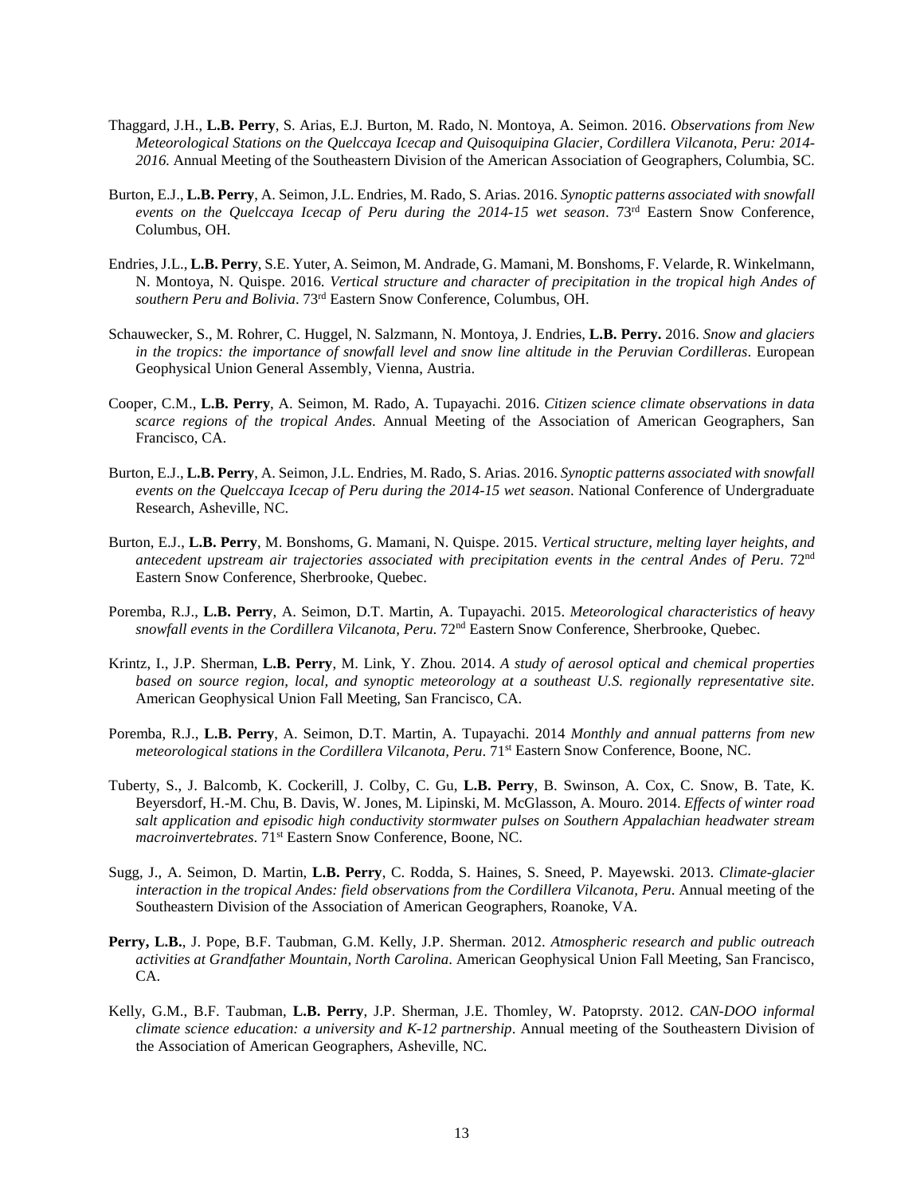Thaggard, J.H., **L.B. Perry**, S. Arias, E.J. Burton, M. Rado, N. Montoya, A. Seimon. 2016. *Observations from New Meteorological Stations on the Quelccaya Icecap and Quisoquipina Glacier, Cordillera Vilcanota, Peru: 2014-2016.* Annual Meeting of the Southeastern Division of the American Association of Geographers, Columbia, SC.

Burton, E.J., **L.B. Perry**, A. Seimon, J.L. Endries, M. Rado, S. Arias. 2016. *Synoptic patterns associated with snowfall events on the Quelccaya Icecap of Peru during the 2014-15 wet season*. 73rd Eastern Snow Conference, Columbus, OH.

Endries, J.L., **L.B. Perry**, S.E. Yuter, A. Seimon, M. Andrade, G. Mamani, M. Bonshoms, F. Velarde, R. Winkelmann, N. Montoya, N. Quispe. 2016. *Vertical structure and character of precipitation in the tropical high Andes of southern Peru and Bolivia*. 73rd Eastern Snow Conference, Columbus, OH.

Schauwecker, S., M. Rohrer, C. Huggel, N. Salzmann, N. Montoya, J. Endries, **L.B. Perry.** 2016. *Snow and glaciers in the tropics: the importance of snowfall level and snow line altitude in the Peruvian Cordilleras*. European Geophysical Union General Assembly, Vienna, Austria.

Cooper, C.M., **L.B. Perry**, A. Seimon, M. Rado, A. Tupayachi. 2016. *Citizen science climate observations in data scarce regions of the tropical Andes*. Annual Meeting of the Association of American Geographers, San Francisco, CA.

Burton, E.J., **L.B. Perry**, A. Seimon, J.L. Endries, M. Rado, S. Arias. 2016. *Synoptic patterns associated with snowfall events on the Quelccaya Icecap of Peru during the 2014-15 wet season*. National Conference of Undergraduate Research, Asheville, NC.

Burton, E.J., **L.B. Perry**, M. Bonshoms, G. Mamani, N. Quispe. 2015. *Vertical structure, melting layer heights, and antecedent upstream air trajectories associated with precipitation events in the central Andes of Peru*. 72nd Eastern Snow Conference, Sherbrooke, Quebec.

Poremba, R.J., **L.B. Perry**, A. Seimon, D.T. Martin, A. Tupayachi. 2015. *Meteorological characteristics of heavy snowfall events in the Cordillera Vilcanota, Peru.* 72nd Eastern Snow Conference, Sherbrooke, Quebec.

Krintz, I., J.P. Sherman, **L.B. Perry**, M. Link, Y. Zhou. 2014. *A study of aerosol optical and chemical properties based on source region, local, and synoptic meteorology at a southeast U.S. regionally representative site*. American Geophysical Union Fall Meeting, San Francisco, CA.

Poremba, R.J., **L.B. Perry**, A. Seimon, D.T. Martin, A. Tupayachi. 2014 *Monthly and annual patterns from new meteorological stations in the Cordillera Vilcanota, Peru*. 71st Eastern Snow Conference, Boone, NC.

Tuberty, S., J. Balcomb, K. Cockerill, J. Colby, C. Gu, **L.B. Perry**, B. Swinson, A. Cox, C. Snow, B. Tate, K. Beyersdorf, H.-M. Chu, B. Davis, W. Jones, M. Lipinski, M. McGlasson, A. Mouro. 2014. *Effects of winter road salt application and episodic high conductivity stormwater pulses on Southern Appalachian headwater stream macroinvertebrates*. 71st Eastern Snow Conference, Boone, NC.

Sugg, J., A. Seimon, D. Martin, **L.B. Perry**, C. Rodda, S. Haines, S. Sneed, P. Mayewski. 2013. *Climate-glacier interaction in the tropical Andes: field observations from the Cordillera Vilcanota, Peru*. Annual meeting of the Southeastern Division of the Association of American Geographers, Roanoke, VA.

**Perry, L.B.**, J. Pope, B.F. Taubman, G.M. Kelly, J.P. Sherman. 2012. *Atmospheric research and public outreach activities at Grandfather Mountain, North Carolina*. American Geophysical Union Fall Meeting, San Francisco, CA.

Kelly, G.M., B.F. Taubman, **L.B. Perry**, J.P. Sherman, J.E. Thomley, W. Patoprsty. 2012. *CAN-DOO informal climate science education: a university and K-12 partnership*. Annual meeting of the Southeastern Division of the Association of American Geographers, Asheville, NC.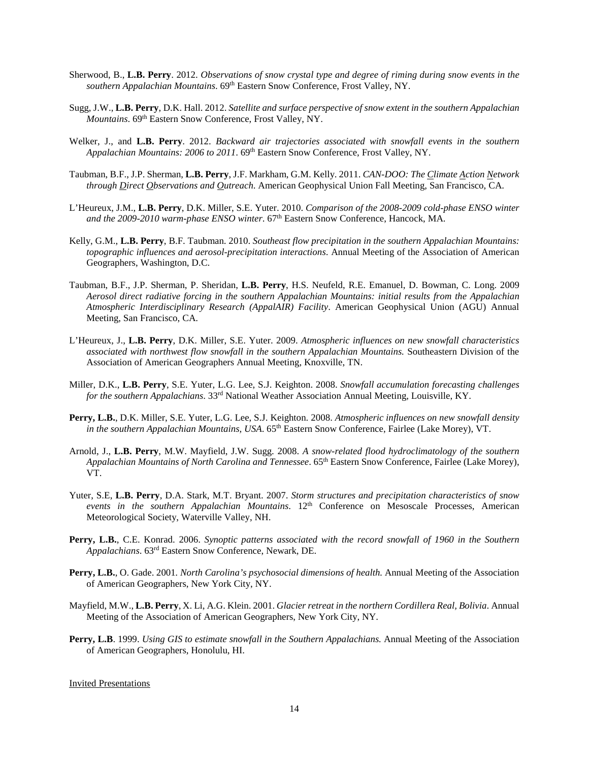Sherwood, B., **L.B. Perry**. 2012. *Observations of snow crystal type and degree of riming during snow events in the southern Appalachian Mountains*. 69th Eastern Snow Conference, Frost Valley, NY.

Sugg, J.W., **L.B. Perry**, D.K. Hall. 2012. *Satellite and surface perspective of snow extent in the southern Appalachian Mountains*. 69th Eastern Snow Conference, Frost Valley, NY.

Welker, J., and **L.B. Perry**. 2012. *Backward air trajectories associated with snowfall events in the southern Appalachian Mountains: 2006 to 2011*. 69th Eastern Snow Conference, Frost Valley, NY.

Taubman, B.F., J.P. Sherman, **L.B. Perry**, J.F. Markham, G.M. Kelly. 2011. *CAN-DOO: The Climate Action Network through Direct Observations and Outreach*. American Geophysical Union Fall Meeting, San Francisco, CA.

L'Heureux, J.M., **L.B. Perry**, D.K. Miller, S.E. Yuter. 2010. *Comparison of the 2008-2009 cold-phase ENSO winter and the 2009-2010 warm-phase ENSO winter*. 67th Eastern Snow Conference, Hancock, MA.

Kelly, G.M., **L.B. Perry**, B.F. Taubman. 2010. *Southeast flow precipitation in the southern Appalachian Mountains: topographic influences and aerosol-precipitation interactions*. Annual Meeting of the Association of American Geographers, Washington, D.C.

Taubman, B.F., J.P. Sherman, P. Sheridan, **L.B. Perry**, H.S. Neufeld, R.E. Emanuel, D. Bowman, C. Long. 2009 *Aerosol direct radiative forcing in the southern Appalachian Mountains: initial results from the Appalachian Atmospheric Interdisciplinary Research (AppalAIR) Facility*. American Geophysical Union (AGU) Annual Meeting, San Francisco, CA.

L'Heureux, J., **L.B. Perry**, D.K. Miller, S.E. Yuter. 2009. *Atmospheric influences on new snowfall characteristics associated with northwest flow snowfall in the southern Appalachian Mountains.* Southeastern Division of the Association of American Geographers Annual Meeting, Knoxville, TN.

Miller, D.K., **L.B. Perry**, S.E. Yuter, L.G. Lee, S.J. Keighton. 2008. *Snowfall accumulation forecasting challenges for the southern Appalachians*. 33rd National Weather Association Annual Meeting, Louisville, KY.

**Perry, L.B.**, D.K. Miller, S.E. Yuter, L.G. Lee, S.J. Keighton. 2008. *Atmospheric influences on new snowfall density in the southern Appalachian Mountains, USA*. 65th Eastern Snow Conference, Fairlee (Lake Morey), VT.

Arnold, J., **L.B. Perry**, M.W. Mayfield, J.W. Sugg. 2008. *A snow-related flood hydroclimatology of the southern Appalachian Mountains of North Carolina and Tennessee*. 65th Eastern Snow Conference, Fairlee (Lake Morey), VT.

Yuter, S.E, **L.B. Perry**, D.A. Stark, M.T. Bryant. 2007. *Storm structures and precipitation characteristics of snow events in the southern Appalachian Mountains*. 12th Conference on Mesoscale Processes, American Meteorological Society, Waterville Valley, NH.

**Perry, L.B.**, C.E. Konrad. 2006. *Synoptic patterns associated with the record snowfall of 1960 in the Southern Appalachians*. 63rd Eastern Snow Conference, Newark, DE.

**Perry, L.B.**, O. Gade. 2001. *North Carolina's psychosocial dimensions of health.* Annual Meeting of the Association of American Geographers, New York City, NY.

Mayfield, M.W., **L.B. Perry**, X. Li, A.G. Klein. 2001. *Glacier retreat in the northern Cordillera Real, Bolivia*. Annual Meeting of the Association of American Geographers, New York City, NY.

**Perry, L.B**. 1999. *Using GIS to estimate snowfall in the Southern Appalachians.* Annual Meeting of the Association of American Geographers, Honolulu, HI.

Invited Presentations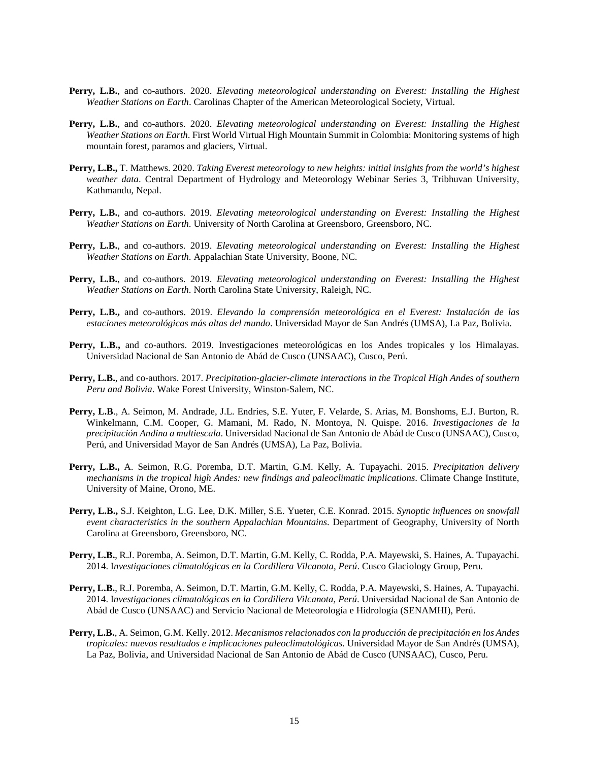**Perry, L.B.**, and co-authors. 2020. *Elevating meteorological understanding on Everest: Installing the Highest Weather Stations on Earth*. Carolinas Chapter of the American Meteorological Society, Virtual.

**Perry, L.B.**, and co-authors. 2020. *Elevating meteorological understanding on Everest: Installing the Highest Weather Stations on Earth*. First World Virtual High Mountain Summit in Colombia: Monitoring systems of high mountain forest, paramos and glaciers, Virtual.

**Perry, L.B.,** T. Matthews. 2020. *Taking Everest meteorology to new heights: initial insights from the world's highest weather data*. Central Department of Hydrology and Meteorology Webinar Series 3, Tribhuvan University, Kathmandu, Nepal.

**Perry, L.B.**, and co-authors. 2019. *Elevating meteorological understanding on Everest: Installing the Highest Weather Stations on Earth*. University of North Carolina at Greensboro, Greensboro, NC.

**Perry, L.B.**, and co-authors. 2019. *Elevating meteorological understanding on Everest: Installing the Highest Weather Stations on Earth*. Appalachian State University, Boone, NC.

**Perry, L.B.**, and co-authors. 2019. *Elevating meteorological understanding on Everest: Installing the Highest Weather Stations on Earth*. North Carolina State University, Raleigh, NC.

**Perry, L.B.,** and co-authors. 2019. *Elevando la comprensión meteorológica en el Everest: Instalación de las estaciones meteorológicas más altas del mundo*. Universidad Mayor de San Andrés (UMSA), La Paz, Bolivia.

**Perry, L.B.,** and co-authors. 2019. Investigaciones meteorológicas en los Andes tropicales y los Himalayas. Universidad Nacional de San Antonio de Abád de Cusco (UNSAAC), Cusco, Perú.

**Perry, L.B.**, and co-authors. 2017. *Precipitation-glacier-climate interactions in the Tropical High Andes of southern Peru and Bolivia*. Wake Forest University, Winston-Salem, NC.

**Perry, L.B**., A. Seimon, M. Andrade, J.L. Endries, S.E. Yuter, F. Velarde, S. Arias, M. Bonshoms, E.J. Burton, R. Winkelmann, C.M. Cooper, G. Mamani, M. Rado, N. Montoya, N. Quispe. 2016. *Investigaciones de la precipitación Andina a multiescala*. Universidad Nacional de San Antonio de Abád de Cusco (UNSAAC), Cusco, Perú, and Universidad Mayor de San Andrés (UMSA), La Paz, Bolivia.

**Perry, L.B.,** A. Seimon, R.G. Poremba, D.T. Martin, G.M. Kelly, A. Tupayachi. 2015. *Precipitation delivery mechanisms in the tropical high Andes: new findings and paleoclimatic implications*. Climate Change Institute, University of Maine, Orono, ME.

**Perry, L.B.,** S.J. Keighton, L.G. Lee, D.K. Miller, S.E. Yueter, C.E. Konrad. 2015. *Synoptic influences on snowfall event characteristics in the southern Appalachian Mountains*. Department of Geography, University of North Carolina at Greensboro, Greensboro, NC.

**Perry, L.B.**, R.J. Poremba, A. Seimon, D.T. Martin, G.M. Kelly, C. Rodda, P.A. Mayewski, S. Haines, A. Tupayachi. 2014. I*nvestigaciones climatológicas en la Cordillera Vilcanota, Perú*. Cusco Glaciology Group, Peru.

**Perry, L.B.**, R.J. Poremba, A. Seimon, D.T. Martin, G.M. Kelly, C. Rodda, P.A. Mayewski, S. Haines, A. Tupayachi. 2014. I*nvestigaciones climatológicas en la Cordillera Vilcanota, Perú*. Universidad Nacional de San Antonio de Abád de Cusco (UNSAAC) and Servicio Nacional de Meteorología e Hidrología (SENAMHI), Perú.

**Perry, L.B.**, A. Seimon, G.M. Kelly. 2012. *Mecanismos relacionados con la producción de precipitación en los Andes tropicales: nuevos resultados e implicaciones paleoclimatológicas*. Universidad Mayor de San Andrés (UMSA), La Paz, Bolivia, and Universidad Nacional de San Antonio de Abád de Cusco (UNSAAC), Cusco, Peru.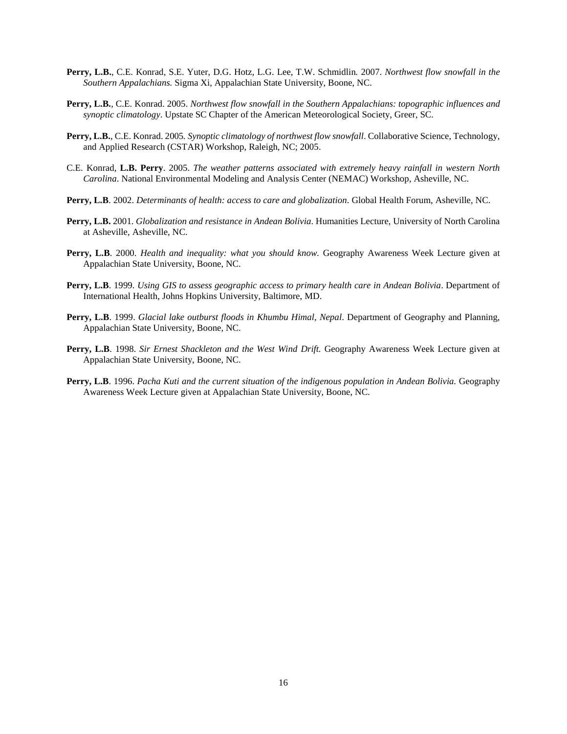**Perry, L.B.**, C.E. Konrad, S.E. Yuter, D.G. Hotz, L.G. Lee, T.W. Schmidlin. 2007. *Northwest flow snowfall in the Southern Appalachians.* Sigma Xi, Appalachian State University, Boone, NC.

**Perry, L.B.**, C.E. Konrad. 2005. *Northwest flow snowfall in the Southern Appalachians: topographic influences and synoptic climatology*. Upstate SC Chapter of the American Meteorological Society, Greer, SC.

**Perry, L.B.**, C.E. Konrad. 2005. *Synoptic climatology of northwest flow snowfall*. Collaborative Science, Technology, and Applied Research (CSTAR) Workshop, Raleigh, NC; 2005.

C.E. Konrad, **L.B. Perry**. 2005. *The weather patterns associated with extremely heavy rainfall in western North Carolina*. National Environmental Modeling and Analysis Center (NEMAC) Workshop, Asheville, NC.

**Perry, L.B**. 2002. *Determinants of health: access to care and globalization*. Global Health Forum, Asheville, NC.

**Perry, L.B.** 2001. *Globalization and resistance in Andean Bolivia*. Humanities Lecture, University of North Carolina at Asheville, Asheville, NC.

**Perry, L.B**. 2000. *Health and inequality: what you should know.* Geography Awareness Week Lecture given at Appalachian State University, Boone, NC.

**Perry, L.B**. 1999. *Using GIS to assess geographic access to primary health care in Andean Bolivia*. Department of International Health, Johns Hopkins University, Baltimore, MD.

**Perry, L.B**. 1999. *Glacial lake outburst floods in Khumbu Himal, Nepal*. Department of Geography and Planning, Appalachian State University, Boone, NC.

**Perry, L.B**. 1998. *Sir Ernest Shackleton and the West Wind Drift.* Geography Awareness Week Lecture given at Appalachian State University, Boone, NC.

**Perry, L.B**. 1996. *Pacha Kuti and the current situation of the indigenous population in Andean Bolivia.* Geography Awareness Week Lecture given at Appalachian State University, Boone, NC.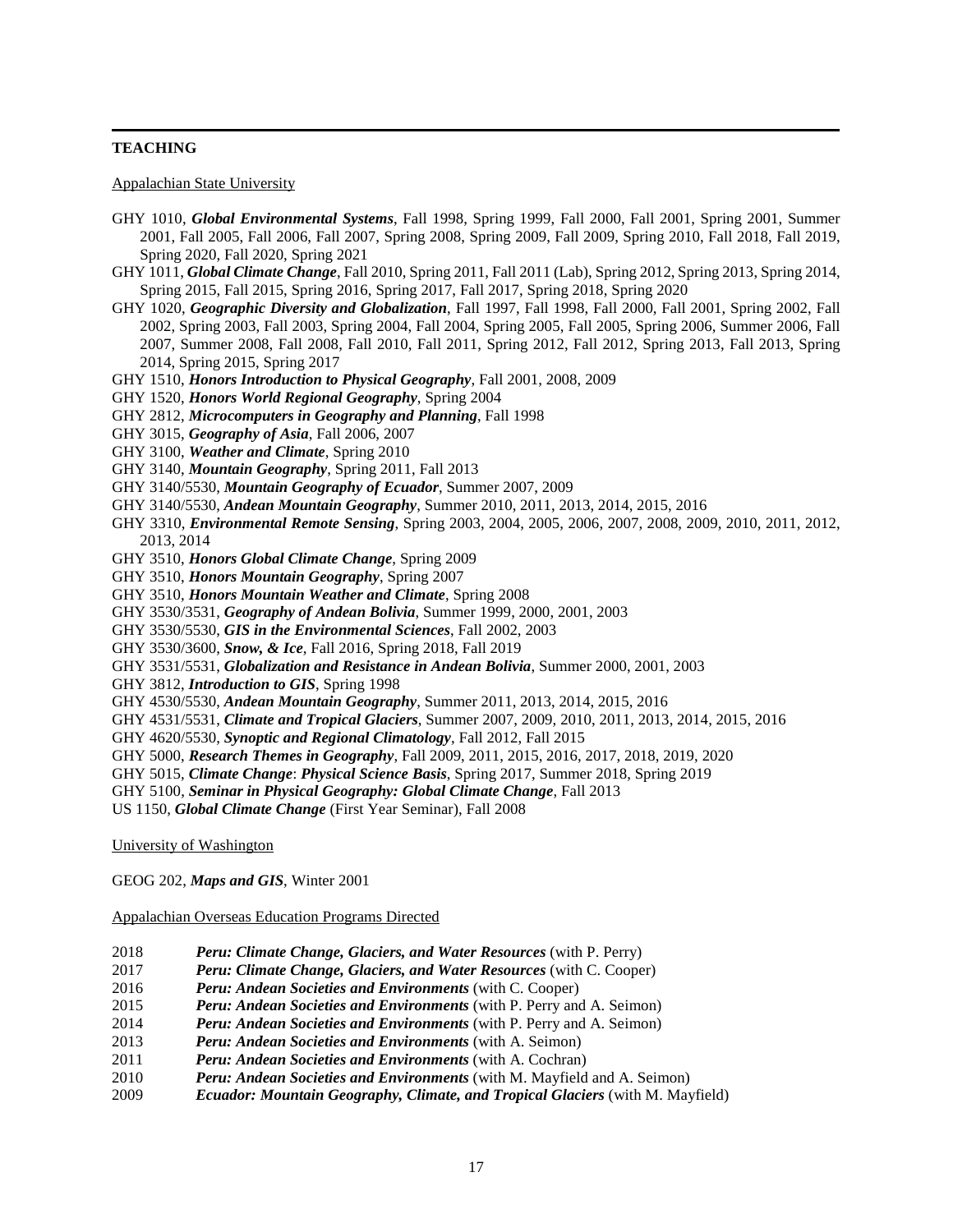## TEACHING

Appalachian State University

- GHY 1010, ***Global Environmental Systems***, Fall 1998, Spring 1999, Fall 2000, Fall 2001, Spring 2001, Summer 2001, Fall 2005, Fall 2006, Fall 2007, Spring 2008, Spring 2009, Fall 2009, Spring 2010, Fall 2018, Fall 2019, Spring 2020, Fall 2020, Spring 2021
- GHY 1011, ***Global Climate Change***, Fall 2010, Spring 2011, Fall 2011 (Lab), Spring 2012, Spring 2013, Spring 2014, Spring 2015, Fall 2015, Spring 2016, Spring 2017, Fall 2017, Spring 2018, Spring 2020
- GHY 1020, ***Geographic Diversity and Globalization***, Fall 1997, Fall 1998, Fall 2000, Fall 2001, Spring 2002, Fall 2002, Spring 2003, Fall 2003, Spring 2004, Fall 2004, Spring 2005, Fall 2005, Spring 2006, Summer 2006, Fall 2007, Summer 2008, Fall 2008, Fall 2010, Fall 2011, Spring 2012, Fall 2012, Spring 2013, Fall 2013, Spring 2014, Spring 2015, Spring 2017
- GHY 1510, ***Honors Introduction to Physical Geography***, Fall 2001, 2008, 2009
- GHY 1520, ***Honors World Regional Geography***, Spring 2004
- GHY 2812, ***Microcomputers in Geography and Planning***, Fall 1998
- GHY 3015, ***Geography of Asia***, Fall 2006, 2007
- GHY 3100, ***Weather and Climate***, Spring 2010
- GHY 3140, ***Mountain Geography***, Spring 2011, Fall 2013
- GHY 3140/5530, ***Mountain Geography of Ecuador***, Summer 2007, 2009
- GHY 3140/5530, ***Andean Mountain Geography***, Summer 2010, 2011, 2013, 2014, 2015, 2016
- GHY 3310, ***Environmental Remote Sensing***, Spring 2003, 2004, 2005, 2006, 2007, 2008, 2009, 2010, 2011, 2012, 2013, 2014
- GHY 3510, ***Honors Global Climate Change***, Spring 2009
- GHY 3510, ***Honors Mountain Geography***, Spring 2007
- GHY 3510, ***Honors Mountain Weather and Climate***, Spring 2008
- GHY 3530/3531, ***Geography of Andean Bolivia***, Summer 1999, 2000, 2001, 2003
- GHY 3530/5530, ***GIS in the Environmental Sciences***, Fall 2002, 2003
- GHY 3530/3600, ***Snow, & Ice***, Fall 2016, Spring 2018, Fall 2019
- GHY 3531/5531, ***Globalization and Resistance in Andean Bolivia***, Summer 2000, 2001, 2003
- GHY 3812, ***Introduction to GIS***, Spring 1998
- GHY 4530/5530, ***Andean Mountain Geography***, Summer 2011, 2013, 2014, 2015, 2016
- GHY 4531/5531, ***Climate and Tropical Glaciers***, Summer 2007, 2009, 2010, 2011, 2013, 2014, 2015, 2016
- GHY 4620/5530, ***Synoptic and Regional Climatology***, Fall 2012, Fall 2015
- GHY 5000, ***Research Themes in Geography***, Fall 2009, 2011, 2015, 2016, 2017, 2018, 2019, 2020
- GHY 5015, ***Climate Change***: ***Physical Science Basis***, Spring 2017, Summer 2018, Spring 2019
- GHY 5100, ***Seminar in Physical Geography: Global Climate Change***, Fall 2013
- US 1150, ***Global Climate Change*** (First Year Seminar), Fall 2008

University of Washington

GEOG 202, ***Maps and GIS***, Winter 2001

Appalachian Overseas Education Programs Directed

- 2018 ***Peru: Climate Change, Glaciers, and Water Resources*** (with P. Perry)
- 2017 ***Peru: Climate Change, Glaciers, and Water Resources*** (with C. Cooper)
- 2016 ***Peru: Andean Societies and Environments*** (with C. Cooper)
- 2015 ***Peru: Andean Societies and Environments*** (with P. Perry and A. Seimon)
- 2014 ***Peru: Andean Societies and Environments*** (with P. Perry and A. Seimon)
- 2013 ***Peru: Andean Societies and Environments*** (with A. Seimon)
- 2011 ***Peru: Andean Societies and Environments*** (with A. Cochran)
- 2010 ***Peru: Andean Societies and Environments*** (with M. Mayfield and A. Seimon)
- 2009 ***Ecuador: Mountain Geography, Climate, and Tropical Glaciers*** (with M. Mayfield)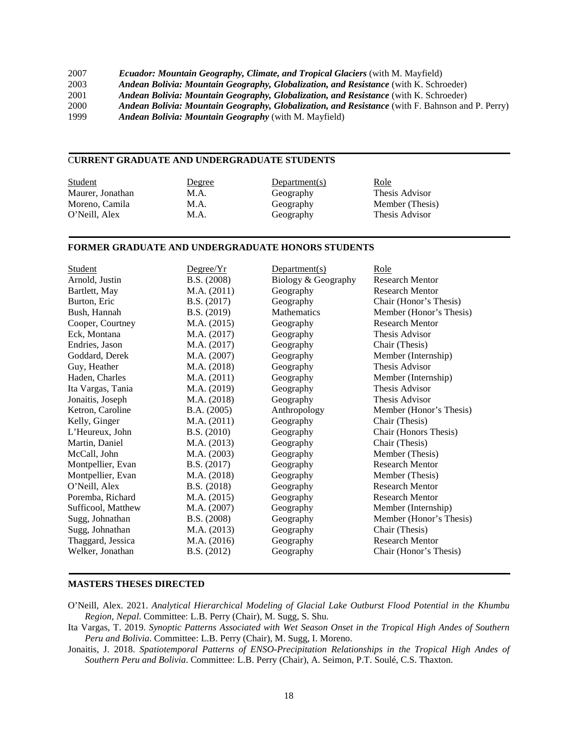| | |
|---|---|
| 2007 | ***Ecuador: Mountain Geography, Climate, and Tropical Glaciers*** (with M. Mayfield) |
| 2003 | ***Andean Bolivia: Mountain Geography, Globalization, and Resistance*** (with K. Schroeder) |
| 2001 | ***Andean Bolivia: Mountain Geography, Globalization, and Resistance*** (with K. Schroeder) |
| 2000 | ***Andean Bolivia: Mountain Geography, Globalization, and Resistance*** (with F. Bahnson and P. Perry) |
| 1999 | ***Andean Bolivia: Mountain Geography*** (with M. Mayfield) |

## CURRENT GRADUATE AND UNDERGRADUATE STUDENTS

| Student | Degree | Department(s) | Role |
|---|---|---|---|
| Maurer, Jonathan | M.A. | Geography | Thesis Advisor |
| Moreno, Camila | M.A. | Geography | Member (Thesis) |
| O'Neill, Alex | M.A. | Geography | Thesis Advisor |

## FORMER GRADUATE AND UNDERGRADUATE HONORS STUDENTS

| Student | Degree/Yr | Department(s) | Role |
|---|---|---|---|
| Arnold, Justin | B.S. (2008) | Biology & Geography | Research Mentor |
| Bartlett, May | M.A. (2011) | Geography | Research Mentor |
| Burton, Eric | B.S. (2017) | Geography | Chair (Honor's Thesis) |
| Bush, Hannah | B.S. (2019) | Mathematics | Member (Honor's Thesis) |
| Cooper, Courtney | M.A. (2015) | Geography | Research Mentor |
| Eck, Montana | M.A. (2017) | Geography | Thesis Advisor |
| Endries, Jason | M.A. (2017) | Geography | Chair (Thesis) |
| Goddard, Derek | M.A. (2007) | Geography | Member (Internship) |
| Guy, Heather | M.A. (2018) | Geography | Thesis Advisor |
| Haden, Charles | M.A. (2011) | Geography | Member (Internship) |
| Ita Vargas, Tania | M.A. (2019) | Geography | Thesis Advisor |
| Jonaitis, Joseph | M.A. (2018) | Geography | Thesis Advisor |
| Ketron, Caroline | B.A. (2005) | Anthropology | Member (Honor's Thesis) |
| Kelly, Ginger | M.A. (2011) | Geography | Chair (Thesis) |
| L'Heureux, John | B.S. (2010) | Geography | Chair (Honors Thesis) |
| Martin, Daniel | M.A. (2013) | Geography | Chair (Thesis) |
| McCall, John | M.A. (2003) | Geography | Member (Thesis) |
| Montpellier, Evan | B.S. (2017) | Geography | Research Mentor |
| Montpellier, Evan | M.A. (2018) | Geography | Member (Thesis) |
| O'Neill, Alex | B.S. (2018) | Geography | Research Mentor |
| Poremba, Richard | M.A. (2015) | Geography | Research Mentor |
| Sufficool, Matthew | M.A. (2007) | Geography | Member (Internship) |
| Sugg, Johnathan | B.S. (2008) | Geography | Member (Honor's Thesis) |
| Sugg, Johnathan | M.A. (2013) | Geography | Chair (Thesis) |
| Thaggard, Jessica | M.A. (2016) | Geography | Research Mentor |
| Welker, Jonathan | B.S. (2012) | Geography | Chair (Honor's Thesis) |

## MASTERS THESES DIRECTED

O'Neill, Alex. 2021. *Analytical Hierarchical Modeling of Glacial Lake Outburst Flood Potential in the Khumbu Region, Nepal*. Committee: L.B. Perry (Chair), M. Sugg, S. Shu.

Ita Vargas, T. 2019. *Synoptic Patterns Associated with Wet Season Onset in the Tropical High Andes of Southern Peru and Bolivia*. Committee: L.B. Perry (Chair), M. Sugg, I. Moreno.

Jonaitis, J. 2018. *Spatiotemporal Patterns of ENSO-Precipitation Relationships in the Tropical High Andes of Southern Peru and Bolivia*. Committee: L.B. Perry (Chair), A. Seimon, P.T. Soulé, C.S. Thaxton.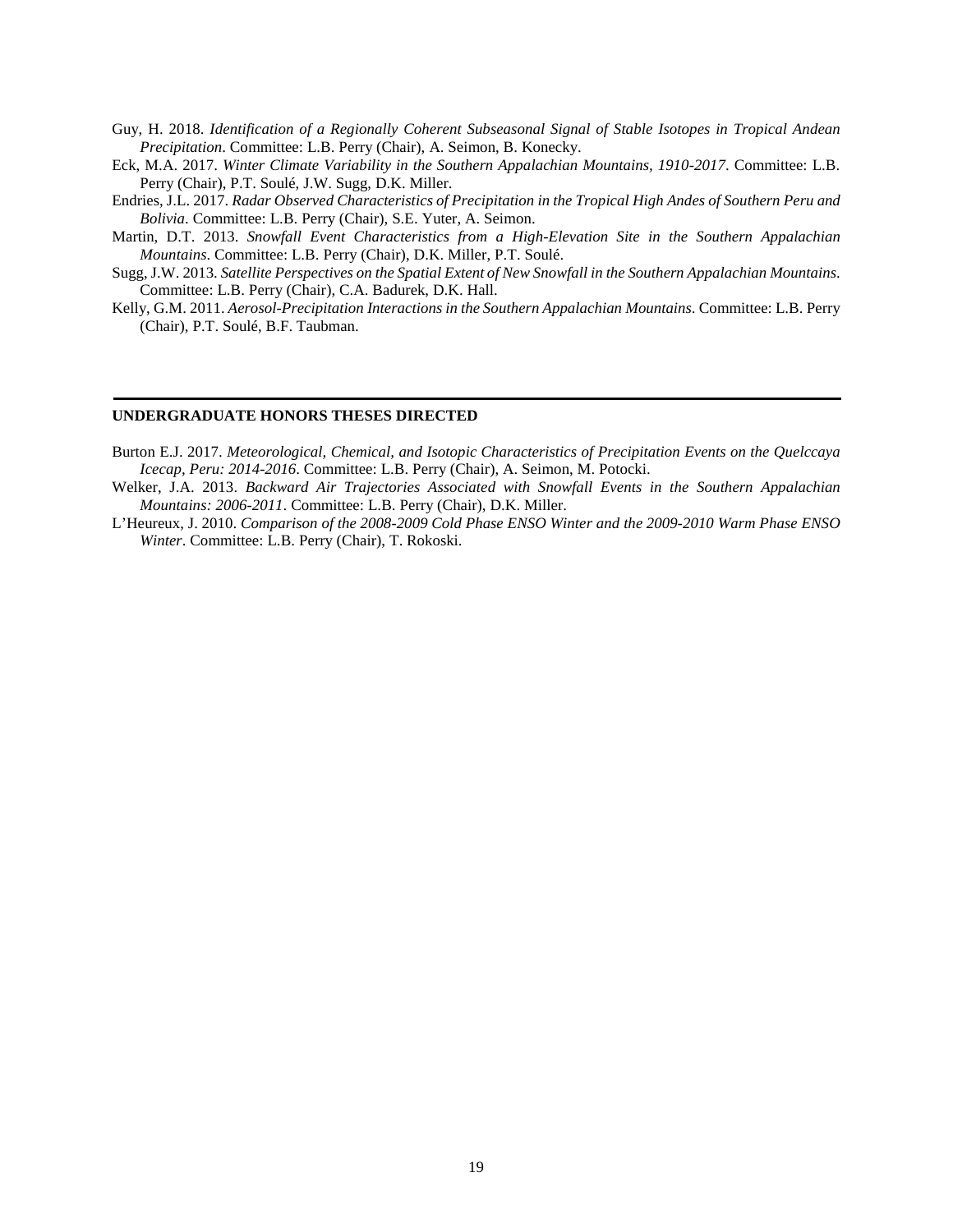Guy, H. 2018. *Identification of a Regionally Coherent Subseasonal Signal of Stable Isotopes in Tropical Andean Precipitation*. Committee: L.B. Perry (Chair), A. Seimon, B. Konecky.

Eck, M.A. 2017. *Winter Climate Variability in the Southern Appalachian Mountains, 1910-2017*. Committee: L.B. Perry (Chair), P.T. Soulé, J.W. Sugg, D.K. Miller.

Endries, J.L. 2017. *Radar Observed Characteristics of Precipitation in the Tropical High Andes of Southern Peru and Bolivia*. Committee: L.B. Perry (Chair), S.E. Yuter, A. Seimon.

Martin, D.T. 2013. *Snowfall Event Characteristics from a High-Elevation Site in the Southern Appalachian Mountains*. Committee: L.B. Perry (Chair), D.K. Miller, P.T. Soulé.

Sugg, J.W. 2013. *Satellite Perspectives on the Spatial Extent of New Snowfall in the Southern Appalachian Mountains*. Committee: L.B. Perry (Chair), C.A. Badurek, D.K. Hall.

Kelly, G.M. 2011. *Aerosol-Precipitation Interactions in the Southern Appalachian Mountains*. Committee: L.B. Perry (Chair), P.T. Soulé, B.F. Taubman.

## UNDERGRADUATE HONORS THESES DIRECTED

Burton E.J. 2017. *Meteorological, Chemical, and Isotopic Characteristics of Precipitation Events on the Quelccaya Icecap, Peru: 2014-2016*. Committee: L.B. Perry (Chair), A. Seimon, M. Potocki.

Welker, J.A. 2013. *Backward Air Trajectories Associated with Snowfall Events in the Southern Appalachian Mountains: 2006-2011*. Committee: L.B. Perry (Chair), D.K. Miller.

L'Heureux, J. 2010. *Comparison of the 2008-2009 Cold Phase ENSO Winter and the 2009-2010 Warm Phase ENSO Winter*. Committee: L.B. Perry (Chair), T. Rokoski.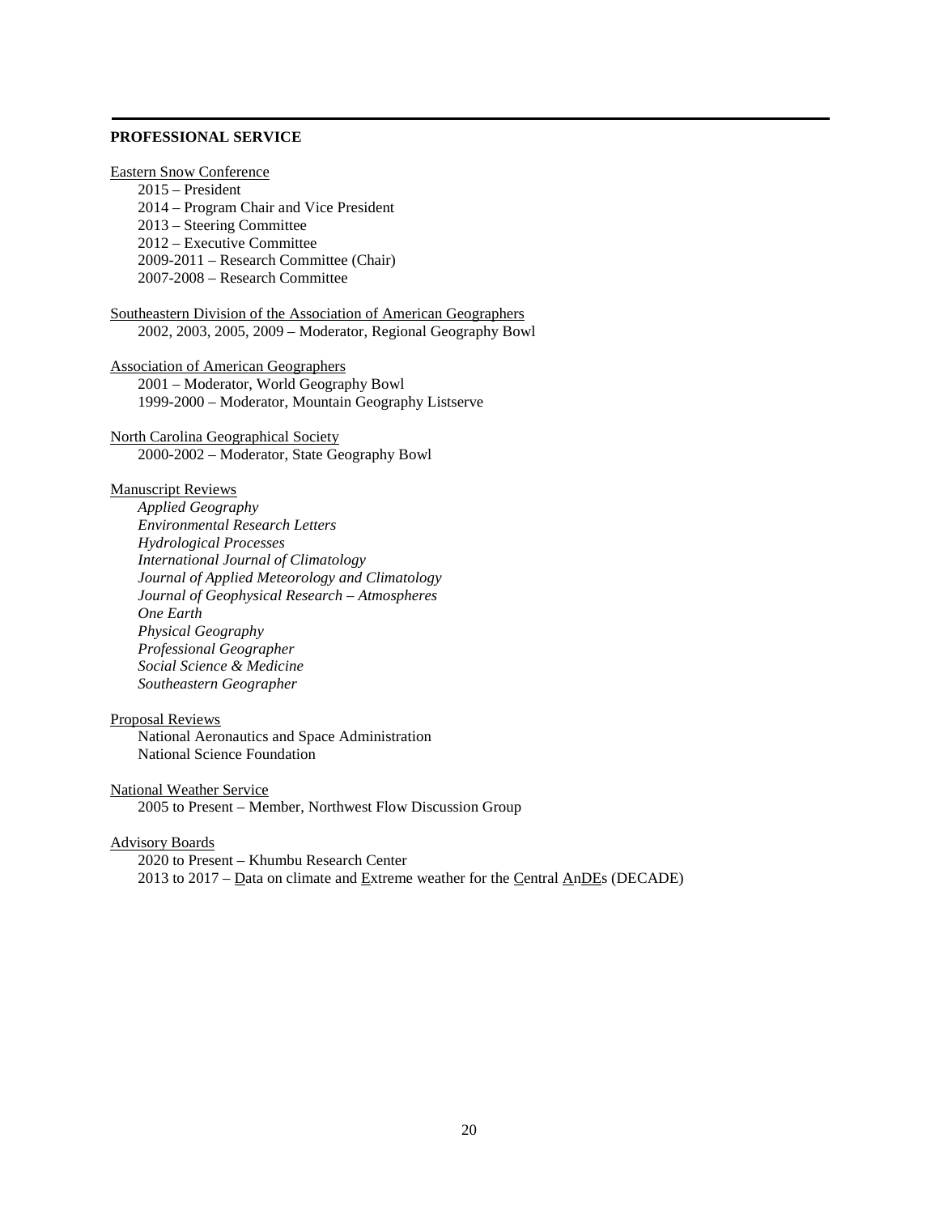## PROFESSIONAL SERVICE

Eastern Snow Conference

- 2015 – President
- 2014 – Program Chair and Vice President
- 2013 – Steering Committee
- 2012 – Executive Committee
- 2009-2011 – Research Committee (Chair)
- 2007-2008 – Research Committee

Southeastern Division of the Association of American Geographers

- 2002, 2003, 2005, 2009 – Moderator, Regional Geography Bowl

Association of American Geographers

- 2001 – Moderator, World Geography Bowl
- 1999-2000 – Moderator, Mountain Geography Listserve

North Carolina Geographical Society

- 2000-2002 – Moderator, State Geography Bowl

Manuscript Reviews

- *Applied Geography*
- *Environmental Research Letters*
- *Hydrological Processes*
- *International Journal of Climatology*
- *Journal of Applied Meteorology and Climatology*
- *Journal of Geophysical Research – Atmospheres*
- *One Earth*
- *Physical Geography*
- *Professional Geographer*
- *Social Science & Medicine*
- *Southeastern Geographer*

Proposal Reviews

- National Aeronautics and Space Administration
- National Science Foundation

National Weather Service

- 2005 to Present – Member, Northwest Flow Discussion Group

Advisory Boards

- 2020 to Present – Khumbu Research Center
- 2013 to 2017 – Data on climate and Extreme weather for the Central AnDEs (DECADE)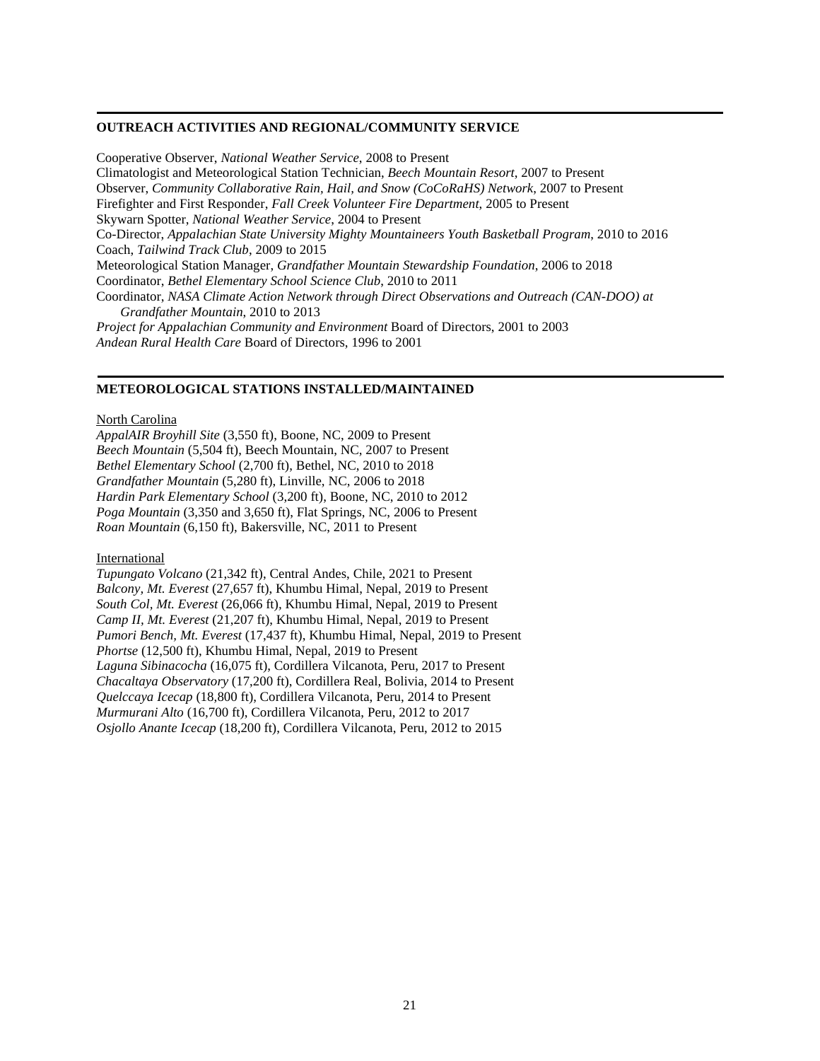## OUTREACH ACTIVITIES AND REGIONAL/COMMUNITY SERVICE

Cooperative Observer, *National Weather Service*, 2008 to Present
Climatologist and Meteorological Station Technician, *Beech Mountain Resort*, 2007 to Present
Observer, *Community Collaborative Rain, Hail, and Snow (CoCoRaHS) Network*, 2007 to Present
Firefighter and First Responder, *Fall Creek Volunteer Fire Department*, 2005 to Present
Skywarn Spotter, *National Weather Service*, 2004 to Present
Co-Director, *Appalachian State University Mighty Mountaineers Youth Basketball Program*, 2010 to 2016
Coach, *Tailwind Track Club*, 2009 to 2015
Meteorological Station Manager, *Grandfather Mountain Stewardship Foundation*, 2006 to 2018
Coordinator, *Bethel Elementary School Science Club*, 2010 to 2011
Coordinator, *NASA Climate Action Network through Direct Observations and Outreach (CAN-DOO) at Grandfather Mountain*, 2010 to 2013
*Project for Appalachian Community and Environment* Board of Directors, 2001 to 2003
*Andean Rural Health Care* Board of Directors, 1996 to 2001

## METEOROLOGICAL STATIONS INSTALLED/MAINTAINED

North Carolina

*AppalAIR Broyhill Site* (3,550 ft), Boone, NC, 2009 to Present
*Beech Mountain* (5,504 ft), Beech Mountain, NC, 2007 to Present
*Bethel Elementary School* (2,700 ft), Bethel, NC, 2010 to 2018
*Grandfather Mountain* (5,280 ft), Linville, NC, 2006 to 2018
*Hardin Park Elementary School* (3,200 ft), Boone, NC, 2010 to 2012
*Poga Mountain* (3,350 and 3,650 ft), Flat Springs, NC, 2006 to Present
*Roan Mountain* (6,150 ft), Bakersville, NC, 2011 to Present

International

*Tupungato Volcano* (21,342 ft), Central Andes, Chile, 2021 to Present
*Balcony, Mt. Everest* (27,657 ft), Khumbu Himal, Nepal, 2019 to Present
*South Col, Mt. Everest* (26,066 ft), Khumbu Himal, Nepal, 2019 to Present
*Camp II, Mt. Everest* (21,207 ft), Khumbu Himal, Nepal, 2019 to Present
*Pumori Bench, Mt. Everest* (17,437 ft), Khumbu Himal, Nepal, 2019 to Present
*Phortse* (12,500 ft), Khumbu Himal, Nepal, 2019 to Present
*Laguna Sibinacocha* (16,075 ft), Cordillera Vilcanota, Peru, 2017 to Present
*Chacaltaya Observatory* (17,200 ft), Cordillera Real, Bolivia, 2014 to Present
*Quelccaya Icecap* (18,800 ft), Cordillera Vilcanota, Peru, 2014 to Present
*Murmurani Alto* (16,700 ft), Cordillera Vilcanota, Peru, 2012 to 2017
*Osjollo Anante Icecap* (18,200 ft), Cordillera Vilcanota, Peru, 2012 to 2015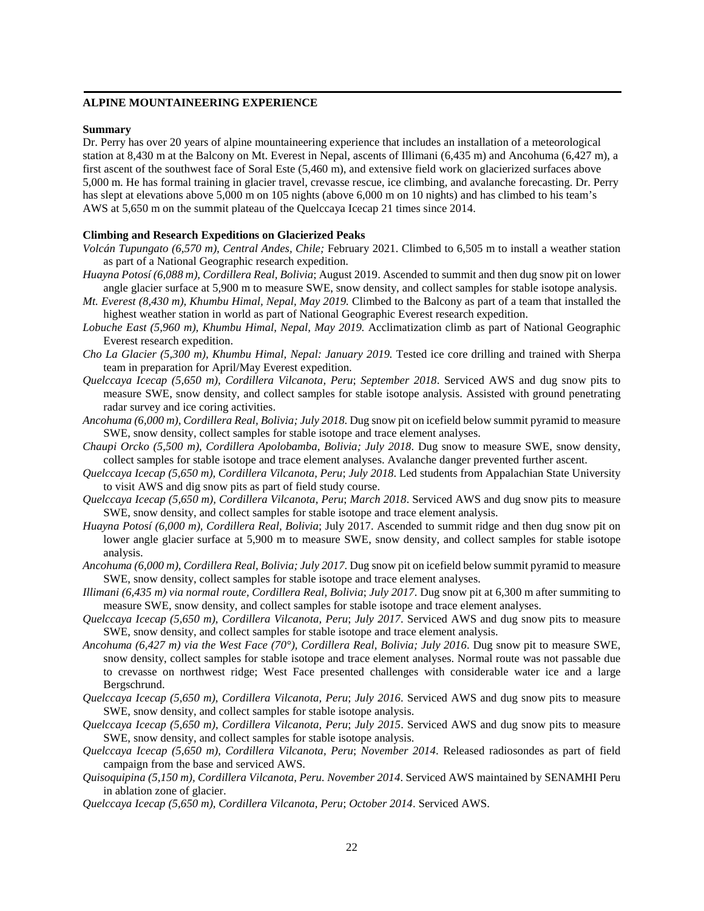## ALPINE MOUNTAINEERING EXPERIENCE

### Summary

Dr. Perry has over 20 years of alpine mountaineering experience that includes an installation of a meteorological station at 8,430 m at the Balcony on Mt. Everest in Nepal, ascents of Illimani (6,435 m) and Ancohuma (6,427 m), a first ascent of the southwest face of Soral Este (5,460 m), and extensive field work on glacierized surfaces above 5,000 m. He has formal training in glacier travel, crevasse rescue, ice climbing, and avalanche forecasting. Dr. Perry has slept at elevations above 5,000 m on 105 nights (above 6,000 m on 10 nights) and has climbed to his team's AWS at 5,650 m on the summit plateau of the Quelccaya Icecap 21 times since 2014.

### Climbing and Research Expeditions on Glacierized Peaks

*Volcán Tupungato (6,570 m), Central Andes, Chile;* February 2021. Climbed to 6,505 m to install a weather station as part of a National Geographic research expedition.

*Huayna Potosí (6,088 m), Cordillera Real, Bolivia*; August 2019. Ascended to summit and then dug snow pit on lower angle glacier surface at 5,900 m to measure SWE, snow density, and collect samples for stable isotope analysis.

*Mt. Everest (8,430 m), Khumbu Himal, Nepal, May 2019.* Climbed to the Balcony as part of a team that installed the highest weather station in world as part of National Geographic Everest research expedition.

*Lobuche East (5,960 m), Khumbu Himal, Nepal, May 2019.* Acclimatization climb as part of National Geographic Everest research expedition.

*Cho La Glacier (5,300 m), Khumbu Himal, Nepal: January 2019.* Tested ice core drilling and trained with Sherpa team in preparation for April/May Everest expedition.

*Quelccaya Icecap (5,650 m), Cordillera Vilcanota, Peru*; *September 2018*. Serviced AWS and dug snow pits to measure SWE, snow density, and collect samples for stable isotope analysis. Assisted with ground penetrating radar survey and ice coring activities.

*Ancohuma (6,000 m), Cordillera Real, Bolivia; July 2018*. Dug snow pit on icefield below summit pyramid to measure SWE, snow density, collect samples for stable isotope and trace element analyses.

*Chaupi Orcko (5,500 m), Cordillera Apolobamba, Bolivia; July 2018*. Dug snow to measure SWE, snow density, collect samples for stable isotope and trace element analyses. Avalanche danger prevented further ascent.

*Quelccaya Icecap (5,650 m), Cordillera Vilcanota, Peru*; *July 2018*. Led students from Appalachian State University to visit AWS and dig snow pits as part of field study course.

*Quelccaya Icecap (5,650 m), Cordillera Vilcanota, Peru*; *March 2018*. Serviced AWS and dug snow pits to measure SWE, snow density, and collect samples for stable isotope and trace element analysis.

*Huayna Potosí (6,000 m), Cordillera Real, Bolivia*; July 2017. Ascended to summit ridge and then dug snow pit on lower angle glacier surface at 5,900 m to measure SWE, snow density, and collect samples for stable isotope analysis.

*Ancohuma (6,000 m), Cordillera Real, Bolivia; July 2017*. Dug snow pit on icefield below summit pyramid to measure SWE, snow density, collect samples for stable isotope and trace element analyses.

*Illimani (6,435 m) via normal route, Cordillera Real, Bolivia*; *July 2017*. Dug snow pit at 6,300 m after summiting to measure SWE, snow density, and collect samples for stable isotope and trace element analyses.

*Quelccaya Icecap (5,650 m), Cordillera Vilcanota, Peru*; *July 2017*. Serviced AWS and dug snow pits to measure SWE, snow density, and collect samples for stable isotope and trace element analysis.

*Ancohuma (6,427 m) via the West Face (70°), Cordillera Real, Bolivia; July 2016*. Dug snow pit to measure SWE, snow density, collect samples for stable isotope and trace element analyses. Normal route was not passable due to crevasse on northwest ridge; West Face presented challenges with considerable water ice and a large Bergschrund.

*Quelccaya Icecap (5,650 m), Cordillera Vilcanota, Peru*; *July 2016*. Serviced AWS and dug snow pits to measure SWE, snow density, and collect samples for stable isotope analysis.

*Quelccaya Icecap (5,650 m), Cordillera Vilcanota, Peru*; *July 2015*. Serviced AWS and dug snow pits to measure SWE, snow density, and collect samples for stable isotope analysis.

*Quelccaya Icecap (5,650 m), Cordillera Vilcanota, Peru*; *November 2014*. Released radiosondes as part of field campaign from the base and serviced AWS.

*Quisoquipina (5,150 m), Cordillera Vilcanota, Peru. November 2014*. Serviced AWS maintained by SENAMHI Peru in ablation zone of glacier.

*Quelccaya Icecap (5,650 m), Cordillera Vilcanota, Peru*; *October 2014*. Serviced AWS.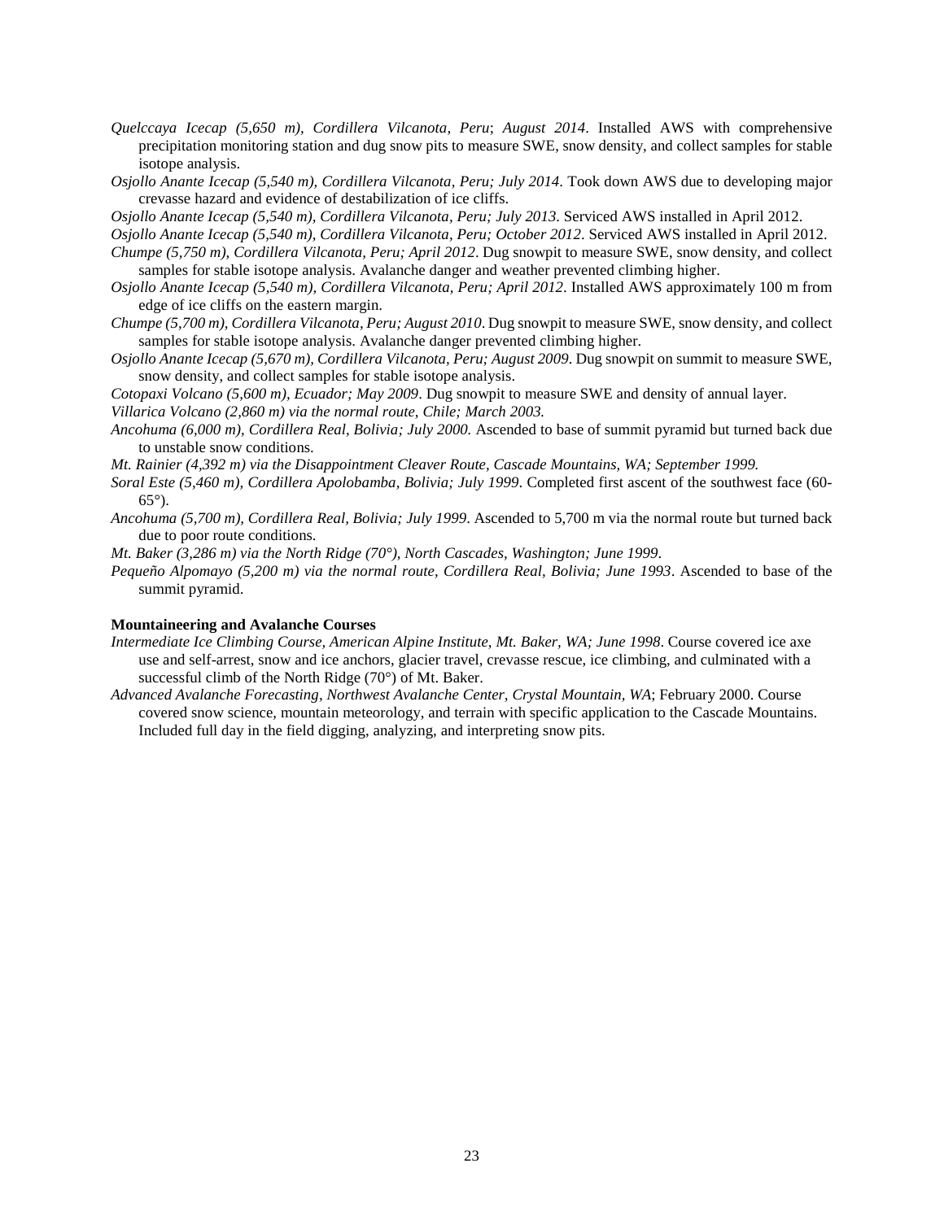*Quelccaya Icecap (5,650 m), Cordillera Vilcanota, Peru*; *August 2014*. Installed AWS with comprehensive precipitation monitoring station and dug snow pits to measure SWE, snow density, and collect samples for stable isotope analysis.

*Osjollo Anante Icecap (5,540 m), Cordillera Vilcanota, Peru; July 2014*. Took down AWS due to developing major crevasse hazard and evidence of destabilization of ice cliffs.

*Osjollo Anante Icecap (5,540 m), Cordillera Vilcanota, Peru; July 2013*. Serviced AWS installed in April 2012.

*Osjollo Anante Icecap (5,540 m), Cordillera Vilcanota, Peru; October 2012*. Serviced AWS installed in April 2012.

*Chumpe (5,750 m), Cordillera Vilcanota, Peru; April 2012*. Dug snowpit to measure SWE, snow density, and collect samples for stable isotope analysis. Avalanche danger and weather prevented climbing higher.

*Osjollo Anante Icecap (5,540 m), Cordillera Vilcanota, Peru; April 2012*. Installed AWS approximately 100 m from edge of ice cliffs on the eastern margin.

*Chumpe (5,700 m), Cordillera Vilcanota, Peru; August 2010*. Dug snowpit to measure SWE, snow density, and collect samples for stable isotope analysis. Avalanche danger prevented climbing higher.

*Osjollo Anante Icecap (5,670 m), Cordillera Vilcanota, Peru; August 2009*. Dug snowpit on summit to measure SWE, snow density, and collect samples for stable isotope analysis.

*Cotopaxi Volcano (5,600 m), Ecuador; May 2009*. Dug snowpit to measure SWE and density of annual layer.

*Villarica Volcano (2,860 m) via the normal route, Chile; March 2003.*

*Ancohuma (6,000 m), Cordillera Real, Bolivia; July 2000.* Ascended to base of summit pyramid but turned back due to unstable snow conditions.

*Mt. Rainier (4,392 m) via the Disappointment Cleaver Route, Cascade Mountains, WA; September 1999.*

*Soral Este (5,460 m), Cordillera Apolobamba, Bolivia; July 1999*. Completed first ascent of the southwest face (60-65°).

*Ancohuma (5,700 m), Cordillera Real, Bolivia; July 1999*. Ascended to 5,700 m via the normal route but turned back due to poor route conditions.

*Mt. Baker (3,286 m) via the North Ridge (70°), North Cascades, Washington; June 1999*.

*Pequeño Alpomayo (5,200 m) via the normal route, Cordillera Real, Bolivia; June 1993*. Ascended to base of the summit pyramid.

**Mountaineering and Avalanche Courses**

*Intermediate Ice Climbing Course, American Alpine Institute, Mt. Baker, WA; June 1998*. Course covered ice axe use and self-arrest, snow and ice anchors, glacier travel, crevasse rescue, ice climbing, and culminated with a successful climb of the North Ridge (70°) of Mt. Baker.

*Advanced Avalanche Forecasting, Northwest Avalanche Center, Crystal Mountain, WA*; February 2000. Course covered snow science, mountain meteorology, and terrain with specific application to the Cascade Mountains. Included full day in the field digging, analyzing, and interpreting snow pits.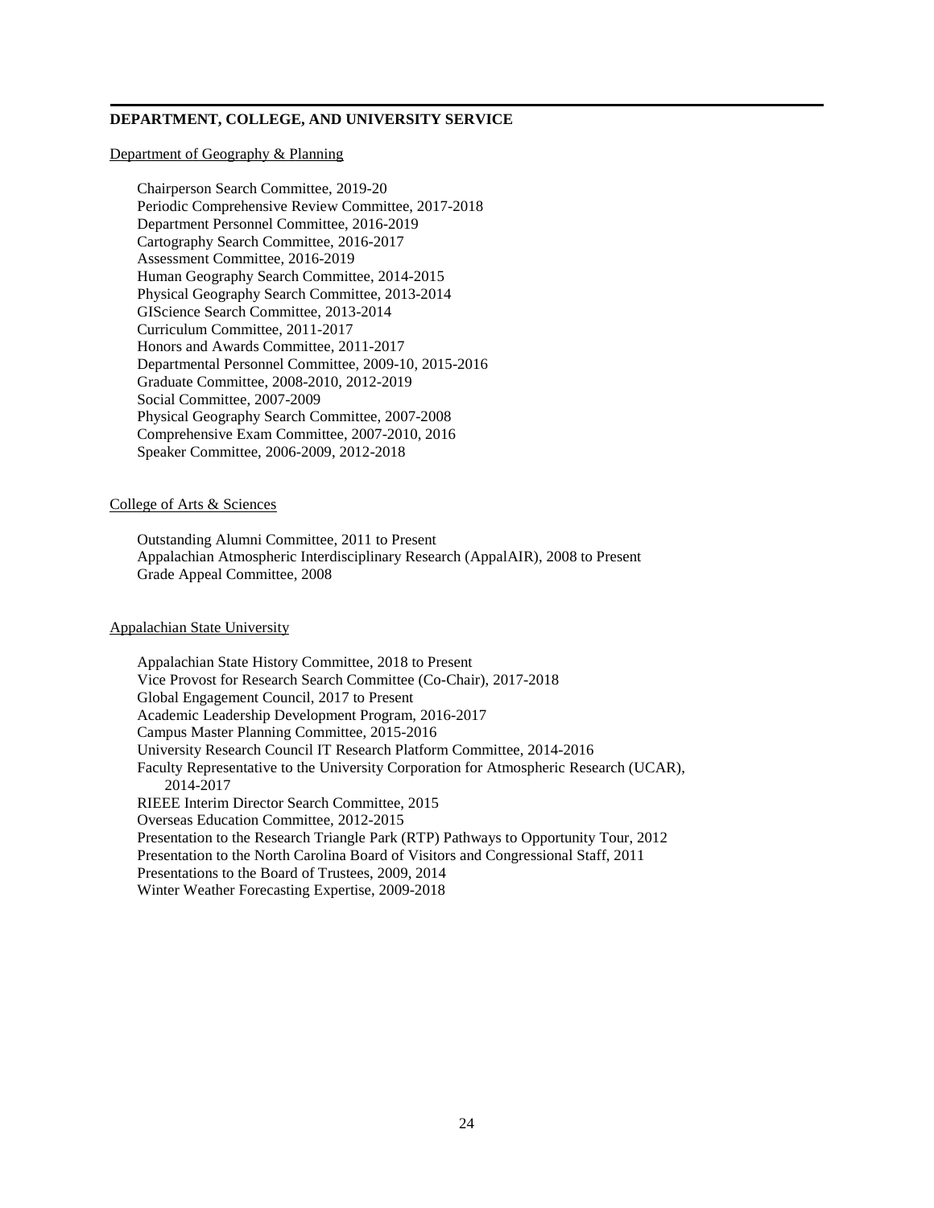## DEPARTMENT, COLLEGE, AND UNIVERSITY SERVICE

Department of Geography & Planning

Chairperson Search Committee, 2019-20
Periodic Comprehensive Review Committee, 2017-2018
Department Personnel Committee, 2016-2019
Cartography Search Committee, 2016-2017
Assessment Committee, 2016-2019
Human Geography Search Committee, 2014-2015
Physical Geography Search Committee, 2013-2014
GIScience Search Committee, 2013-2014
Curriculum Committee, 2011-2017
Honors and Awards Committee, 2011-2017
Departmental Personnel Committee, 2009-10, 2015-2016
Graduate Committee, 2008-2010, 2012-2019
Social Committee, 2007-2009
Physical Geography Search Committee, 2007-2008
Comprehensive Exam Committee, 2007-2010, 2016
Speaker Committee, 2006-2009, 2012-2018

College of Arts & Sciences

Outstanding Alumni Committee, 2011 to Present
Appalachian Atmospheric Interdisciplinary Research (AppalAIR), 2008 to Present
Grade Appeal Committee, 2008

Appalachian State University

Appalachian State History Committee, 2018 to Present
Vice Provost for Research Search Committee (Co-Chair), 2017-2018
Global Engagement Council, 2017 to Present
Academic Leadership Development Program, 2016-2017
Campus Master Planning Committee, 2015-2016
University Research Council IT Research Platform Committee, 2014-2016
Faculty Representative to the University Corporation for Atmospheric Research (UCAR), 2014-2017
RIEEE Interim Director Search Committee, 2015
Overseas Education Committee, 2012-2015
Presentation to the Research Triangle Park (RTP) Pathways to Opportunity Tour, 2012
Presentation to the North Carolina Board of Visitors and Congressional Staff, 2011
Presentations to the Board of Trustees, 2009, 2014
Winter Weather Forecasting Expertise, 2009-2018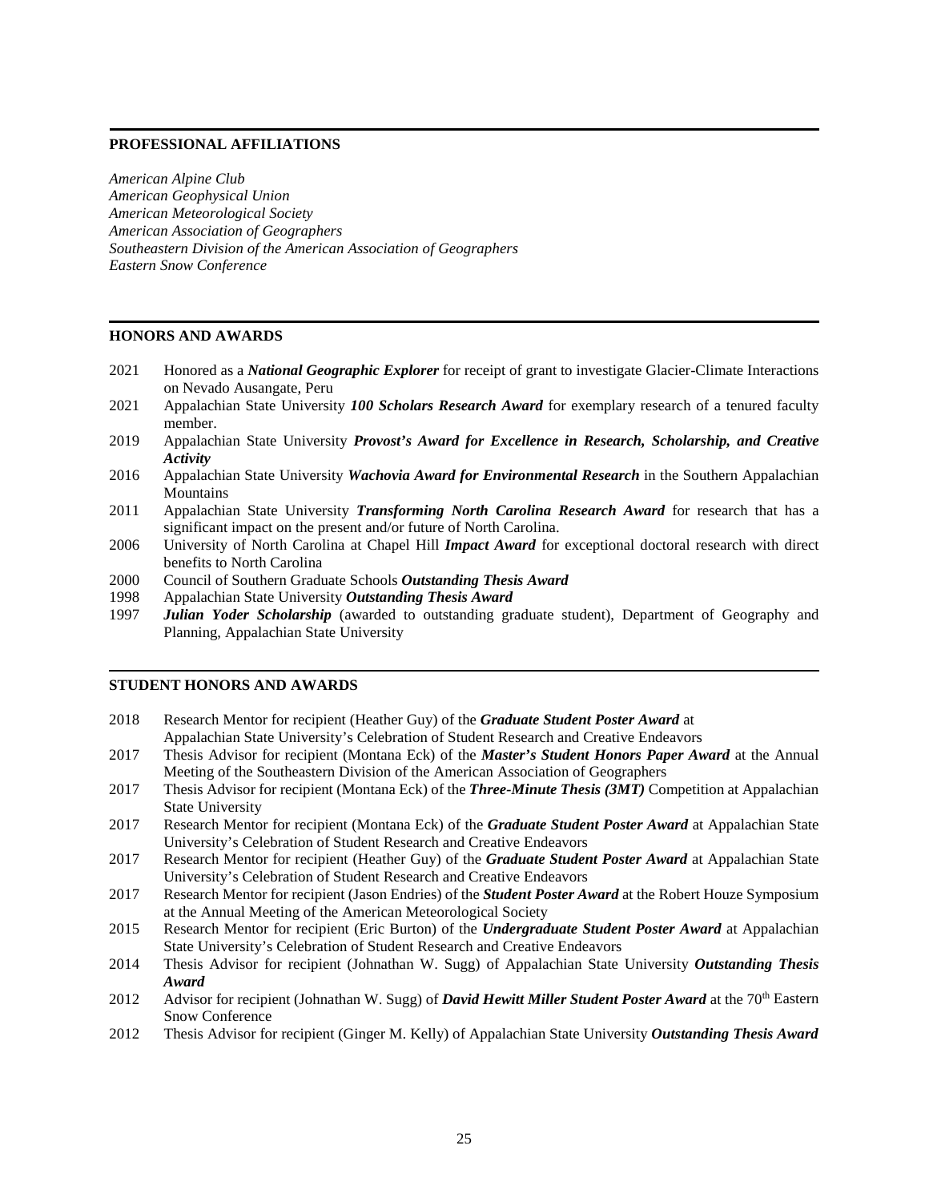## PROFESSIONAL AFFILIATIONS

*American Alpine Club*
*American Geophysical Union*
*American Meteorological Society*
*American Association of Geographers*
*Southeastern Division of the American Association of Geographers*
*Eastern Snow Conference*

## HONORS AND AWARDS

2021 Honored as a ***National Geographic Explorer*** for receipt of grant to investigate Glacier-Climate Interactions on Nevado Ausangate, Peru

2021 Appalachian State University ***100 Scholars Research Award*** for exemplary research of a tenured faculty member.

2019 Appalachian State University ***Provost's Award for Excellence in Research, Scholarship, and Creative Activity***

2016 Appalachian State University ***Wachovia Award for Environmental Research*** in the Southern Appalachian Mountains

2011 Appalachian State University ***Transforming North Carolina Research Award*** for research that has a significant impact on the present and/or future of North Carolina.

2006 University of North Carolina at Chapel Hill ***Impact Award*** for exceptional doctoral research with direct benefits to North Carolina

2000 Council of Southern Graduate Schools ***Outstanding Thesis Award***

1998 Appalachian State University ***Outstanding Thesis Award***

1997 ***Julian Yoder Scholarship*** (awarded to outstanding graduate student), Department of Geography and Planning, Appalachian State University

## STUDENT HONORS AND AWARDS

2018 Research Mentor for recipient (Heather Guy) of the ***Graduate Student Poster Award*** at Appalachian State University's Celebration of Student Research and Creative Endeavors

2017 Thesis Advisor for recipient (Montana Eck) of the ***Master's Student Honors Paper Award*** at the Annual Meeting of the Southeastern Division of the American Association of Geographers

2017 Thesis Advisor for recipient (Montana Eck) of the ***Three-Minute Thesis (3MT)*** Competition at Appalachian State University

2017 Research Mentor for recipient (Montana Eck) of the ***Graduate Student Poster Award*** at Appalachian State University's Celebration of Student Research and Creative Endeavors

2017 Research Mentor for recipient (Heather Guy) of the ***Graduate Student Poster Award*** at Appalachian State University's Celebration of Student Research and Creative Endeavors

2017 Research Mentor for recipient (Jason Endries) of the ***Student Poster Award*** at the Robert Houze Symposium at the Annual Meeting of the American Meteorological Society

2015 Research Mentor for recipient (Eric Burton) of the ***Undergraduate Student Poster Award*** at Appalachian State University's Celebration of Student Research and Creative Endeavors

2014 Thesis Advisor for recipient (Johnathan W. Sugg) of Appalachian State University ***Outstanding Thesis Award***

2012 Advisor for recipient (Johnathan W. Sugg) of ***David Hewitt Miller Student Poster Award*** at the 70th Eastern Snow Conference

2012 Thesis Advisor for recipient (Ginger M. Kelly) of Appalachian State University ***Outstanding Thesis Award***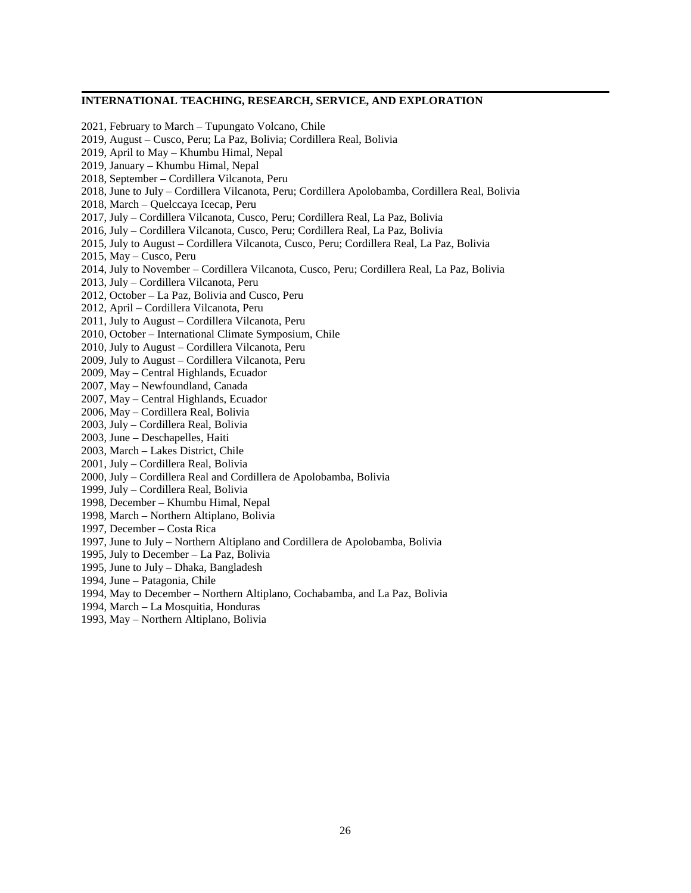## INTERNATIONAL TEACHING, RESEARCH, SERVICE, AND EXPLORATION

2021, February to March – Tupungato Volcano, Chile  
2019, August – Cusco, Peru; La Paz, Bolivia; Cordillera Real, Bolivia  
2019, April to May – Khumbu Himal, Nepal  
2019, January – Khumbu Himal, Nepal  
2018, September – Cordillera Vilcanota, Peru  
2018, June to July – Cordillera Vilcanota, Peru; Cordillera Apolobamba, Cordillera Real, Bolivia  
2018, March – Quelccaya Icecap, Peru  
2017, July – Cordillera Vilcanota, Cusco, Peru; Cordillera Real, La Paz, Bolivia  
2016, July – Cordillera Vilcanota, Cusco, Peru; Cordillera Real, La Paz, Bolivia  
2015, July to August – Cordillera Vilcanota, Cusco, Peru; Cordillera Real, La Paz, Bolivia  
2015, May – Cusco, Peru  
2014, July to November – Cordillera Vilcanota, Cusco, Peru; Cordillera Real, La Paz, Bolivia  
2013, July – Cordillera Vilcanota, Peru  
2012, October – La Paz, Bolivia and Cusco, Peru  
2012, April – Cordillera Vilcanota, Peru  
2011, July to August – Cordillera Vilcanota, Peru  
2010, October – International Climate Symposium, Chile  
2010, July to August – Cordillera Vilcanota, Peru  
2009, July to August – Cordillera Vilcanota, Peru  
2009, May – Central Highlands, Ecuador  
2007, May – Newfoundland, Canada  
2007, May – Central Highlands, Ecuador  
2006, May – Cordillera Real, Bolivia  
2003, July – Cordillera Real, Bolivia  
2003, June – Deschapelles, Haiti  
2003, March – Lakes District, Chile  
2001, July – Cordillera Real, Bolivia  
2000, July – Cordillera Real and Cordillera de Apolobamba, Bolivia  
1999, July – Cordillera Real, Bolivia  
1998, December – Khumbu Himal, Nepal  
1998, March – Northern Altiplano, Bolivia  
1997, December – Costa Rica  
1997, June to July – Northern Altiplano and Cordillera de Apolobamba, Bolivia  
1995, July to December – La Paz, Bolivia  
1995, June to July – Dhaka, Bangladesh  
1994, June – Patagonia, Chile  
1994, May to December – Northern Altiplano, Cochabamba, and La Paz, Bolivia  
1994, March – La Mosquitia, Honduras  
1993, May – Northern Altiplano, Bolivia